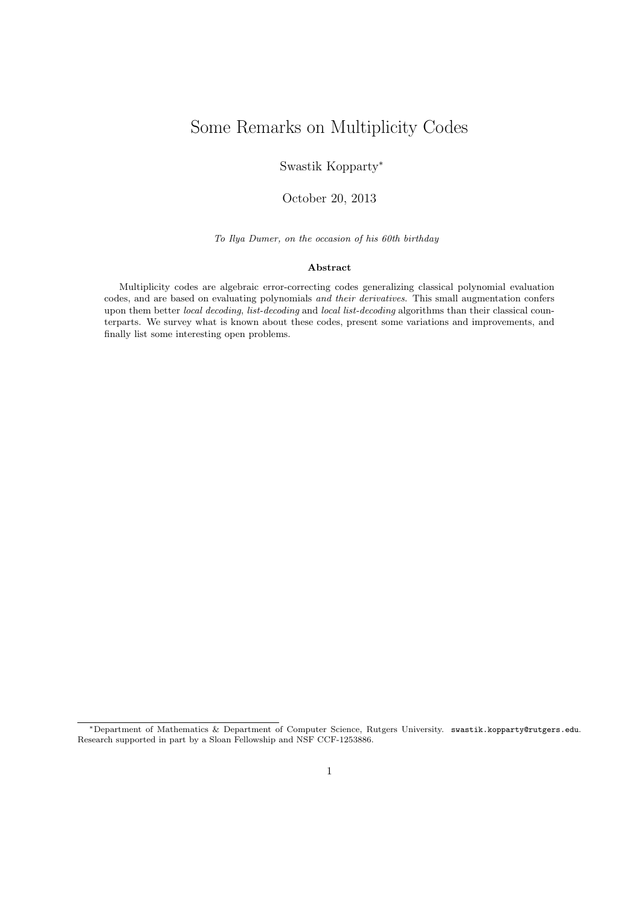# Some Remarks on Multiplicity Codes

Swastik Kopparty[*]

October 20, 2013

*To Ilya Dumer, on the occasion of his 60th birthday*

### Abstract

Multiplicity codes are algebraic error-correcting codes generalizing classical polynomial evaluation codes, and are based on evaluating polynomials *and their derivatives*. This small augmentation confers upon them better *local decoding*, *list-decoding* and *local list-decoding* algorithms than their classical counterparts. We survey what is known about these codes, present some variations and improvements, and finally list some interesting open problems.

[*] Department of Mathematics & Department of Computer Science, Rutgers University. `swastik.kopparty@rutgers.edu`. Research supported in part by a Sloan Fellowship and NSF CCF-1253886.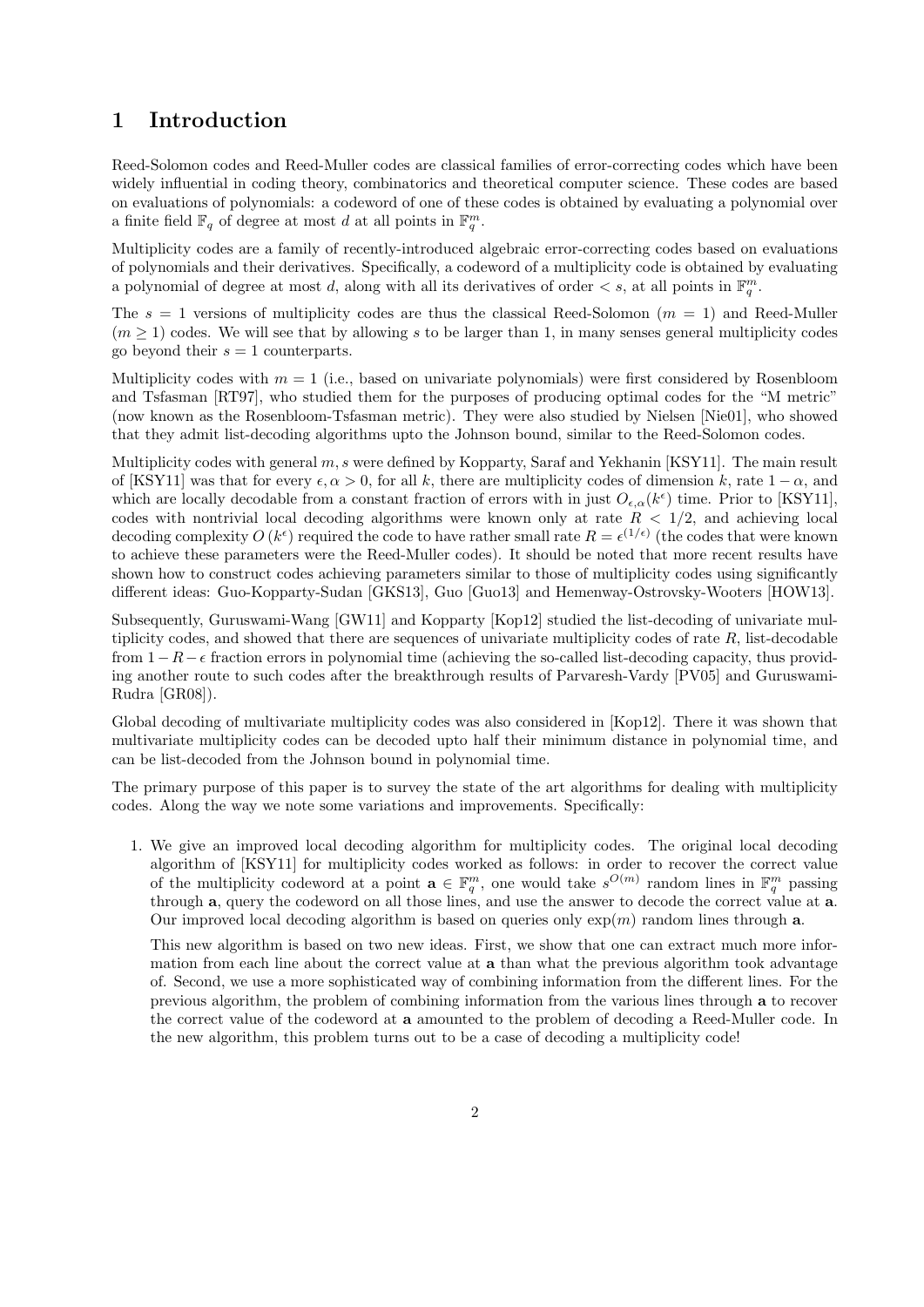# 1 Introduction

Reed-Solomon codes and Reed-Muller codes are classical families of error-correcting codes which have been widely influential in coding theory, combinatorics and theoretical computer science. These codes are based on evaluations of polynomials: a codeword of one of these codes is obtained by evaluating a polynomial over a finite field $\mathbb{F}_q$ of degree at most $d$ at all points in $\mathbb{F}_q^m$.

Multiplicity codes are a family of recently-introduced algebraic error-correcting codes based on evaluations of polynomials and their derivatives. Specifically, a codeword of a multiplicity code is obtained by evaluating a polynomial of degree at most $d$, along with all its derivatives of order $< s$, at all points in $\mathbb{F}_q^m$.

The $s = 1$ versions of multiplicity codes are thus the classical Reed-Solomon ($m = 1$) and Reed-Muller ($m \geq 1$) codes. We will see that by allowing $s$ to be larger than 1, in many senses general multiplicity codes go beyond their $s = 1$ counterparts.

Multiplicity codes with $m = 1$ (i.e., based on univariate polynomials) were first considered by Rosenbloom and Tsfasman [RT97], who studied them for the purposes of producing optimal codes for the "M metric" (now known as the Rosenbloom-Tsfasman metric). They were also studied by Nielsen [Nie01], who showed that they admit list-decoding algorithms upto the Johnson bound, similar to the Reed-Solomon codes.

Multiplicity codes with general $m, s$ were defined by Kopparty, Saraf and Yekhanin [KSY11]. The main result of [KSY11] was that for every $\epsilon, \alpha > 0$, for all $k$, there are multiplicity codes of dimension $k$, rate $1 - \alpha$, and which are locally decodable from a constant fraction of errors with in just $O_{\epsilon,\alpha}(k^\epsilon)$ time. Prior to [KSY11], codes with nontrivial local decoding algorithms were known only at rate $R < 1/2$, and achieving local decoding complexity $O(k^\epsilon)$ required the code to have rather small rate $R = \epsilon^{(1/\epsilon)}$ (the codes that were known to achieve these parameters were the Reed-Muller codes). It should be noted that more recent results have shown how to construct codes achieving parameters similar to those of multiplicity codes using significantly different ideas: Guo-Kopparty-Sudan [GKS13], Guo [Guo13] and Hemenway-Ostrovsky-Wooters [HOW13].

Subsequently, Guruswami-Wang [GW11] and Kopparty [Kop12] studied the list-decoding of univariate multiplicity codes, and showed that there are sequences of univariate multiplicity codes of rate $R$, list-decodable from $1 - R - \epsilon$ fraction errors in polynomial time (achieving the so-called list-decoding capacity, thus providing another route to such codes after the breakthrough results of Parvaresh-Vardy [PV05] and Guruswami-Rudra [GR08]).

Global decoding of multivariate multiplicity codes was also considered in [Kop12]. There it was shown that multivariate multiplicity codes can be decoded upto half their minimum distance in polynomial time, and can be list-decoded from the Johnson bound in polynomial time.

The primary purpose of this paper is to survey the state of the art algorithms for dealing with multiplicity codes. Along the way we note some variations and improvements. Specifically:

1. We give an improved local decoding algorithm for multiplicity codes. The original local decoding algorithm of [KSY11] for multiplicity codes worked as follows: in order to recover the correct value of the multiplicity codeword at a point $\mathbf{a} \in \mathbb{F}_q^m$, one would take $s^{O(m)}$ random lines in $\mathbb{F}_q^m$ passing through $\mathbf{a}$, query the codeword on all those lines, and use the answer to decode the correct value at $\mathbf{a}$. Our improved local decoding algorithm is based on queries only $\exp(m)$ random lines through $\mathbf{a}$.

   This new algorithm is based on two new ideas. First, we show that one can extract much more information from each line about the correct value at $\mathbf{a}$ than what the previous algorithm took advantage of. Second, we use a more sophisticated way of combining information from the different lines. For the previous algorithm, the problem of combining information from the various lines through $\mathbf{a}$ to recover the correct value of the codeword at $\mathbf{a}$ amounted to the problem of decoding a Reed-Muller code. In the new algorithm, this problem turns out to be a case of decoding a multiplicity code!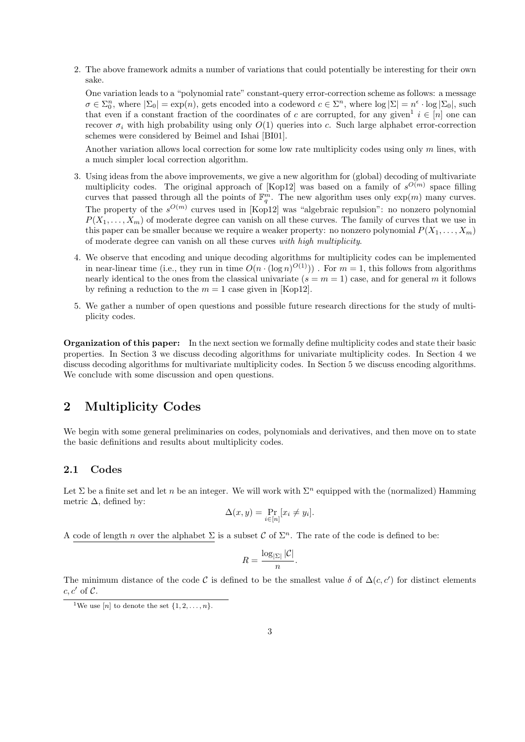2. The above framework admits a number of variations that could potentially be interesting for their own sake.

   One variation leads to a "polynomial rate" constant-query error-correction scheme as follows: a message $\sigma \in \Sigma_0^n$, where $|\Sigma_0| = \exp(n)$, gets encoded into a codeword $c \in \Sigma^n$, where $\log |\Sigma| = n^\epsilon \cdot \log |\Sigma_0|$, such that even if a constant fraction of the coordinates of $c$ are corrupted, for any given[1] $i \in [n]$ one can recover $\sigma_i$ with high probability using only $O(1)$ queries into $c$. Such large alphabet error-correction schemes were considered by Beimel and Ishai [BI01].

   Another variation allows local correction for some low rate multiplicity codes using only $m$ lines, with a much simpler local correction algorithm.

3. Using ideas from the above improvements, we give a new algorithm for (global) decoding of multivariate multiplicity codes. The original approach of [Kop12] was based on a family of $s^{O(m)}$ space filling curves that passed through all the points of $\mathbb{F}_q^m$. The new algorithm uses only $\exp(m)$ many curves. The property of the $s^{O(m)}$ curves used in [Kop12] was "algebraic repulsion": no nonzero polynomial $P(X_1, \ldots, X_m)$ of moderate degree can vanish on all these curves. The family of curves that we use in this paper can be smaller because we require a weaker property: no nonzero polynomial $P(X_1, \ldots, X_m)$ of moderate degree can vanish on all these curves *with high multiplicity*.

4. We observe that encoding and unique decoding algorithms for multiplicity codes can be implemented in near-linear time (i.e., they run in time $O(n \cdot (\log n)^{O(1)})$) . For $m = 1$, this follows from algorithms nearly identical to the ones from the classical univariate ($s = m = 1$) case, and for general $m$ it follows by refining a reduction to the $m = 1$ case given in [Kop12].

5. We gather a number of open questions and possible future research directions for the study of multiplicity codes.

**Organization of this paper:** In the next section we formally define multiplicity codes and state their basic properties. In Section 3 we discuss decoding algorithms for univariate multiplicity codes. In Section 4 we discuss decoding algorithms for multivariate multiplicity codes. In Section 5 we discuss encoding algorithms. We conclude with some discussion and open questions.

## 2 Multiplicity Codes

We begin with some general preliminaries on codes, polynomials and derivatives, and then move on to state the basic definitions and results about multiplicity codes.

### 2.1 Codes

Let $\Sigma$ be a finite set and let $n$ be an integer. We will work with $\Sigma^n$ equipped with the (normalized) Hamming metric $\Delta$, defined by:

$$\Delta(x, y) = \Pr_{i \in [n]}[x_i \neq y_i].$$

A code of length $n$ over the alphabet $\Sigma$ is a subset $\mathcal{C}$ of $\Sigma^n$. The rate of the code is defined to be:

$$R = \frac{\log_{|\Sigma|} |\mathcal{C}|}{n}.$$

The minimum distance of the code $\mathcal{C}$ is defined to be the smallest value $\delta$ of $\Delta(c, c')$ for distinct elements $c, c'$ of $\mathcal{C}$.

[1] We use $[n]$ to denote the set $\{1, 2, \ldots, n\}$.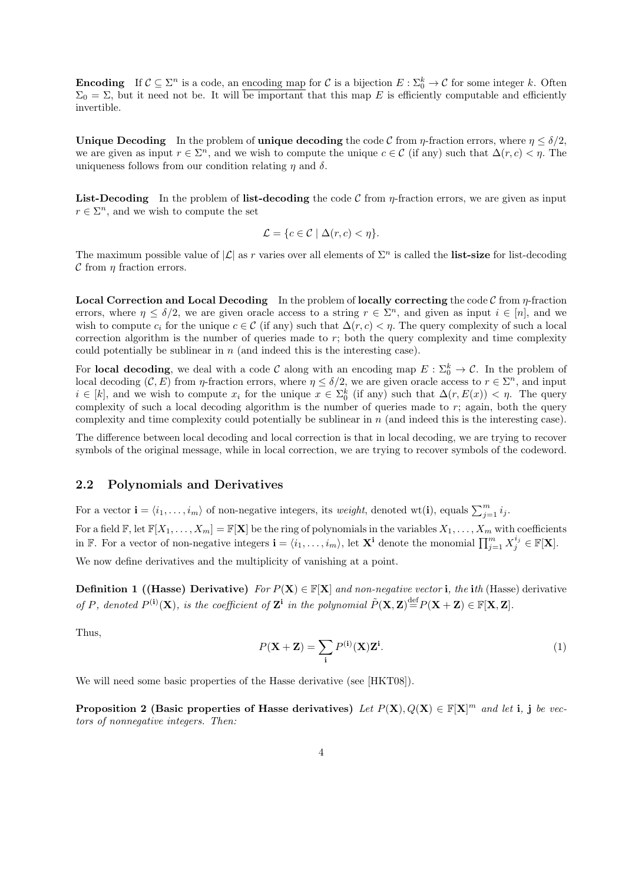**Encoding** If $\mathcal{C} \subseteq \Sigma^n$ is a code, an encoding map for $\mathcal{C}$ is a bijection $E : \Sigma_0^k \to \mathcal{C}$ for some integer $k$. Often $\Sigma_0 = \Sigma$, but it need not be. It will be important that this map $E$ is efficiently computable and efficiently invertible.

**Unique Decoding** In the problem of **unique decoding** the code $\mathcal{C}$ from $\eta$-fraction errors, where $\eta \leq \delta/2$, we are given as input $r \in \Sigma^n$, and we wish to compute the unique $c \in \mathcal{C}$ (if any) such that $\Delta(r, c) < \eta$. The uniqueness follows from our condition relating $\eta$ and $\delta$.

**List-Decoding** In the problem of **list-decoding** the code $\mathcal{C}$ from $\eta$-fraction errors, we are given as input $r \in \Sigma^n$, and we wish to compute the set

$$\mathcal{L} = \{c \in \mathcal{C} \mid \Delta(r, c) < \eta\}.$$

The maximum possible value of $|\mathcal{L}|$ as $r$ varies over all elements of $\Sigma^n$ is called the **list-size** for list-decoding $\mathcal{C}$ from $\eta$ fraction errors.

**Local Correction and Local Decoding** In the problem of **locally correcting** the code $\mathcal{C}$ from $\eta$-fraction errors, where $\eta \leq \delta/2$, we are given oracle access to a string $r \in \Sigma^n$, and given as input $i \in [n]$, and we wish to compute $c_i$ for the unique $c \in \mathcal{C}$ (if any) such that $\Delta(r, c) < \eta$. The query complexity of such a local correction algorithm is the number of queries made to $r$; both the query complexity and time complexity could potentially be sublinear in $n$ (and indeed this is the interesting case).

For **local decoding**, we deal with a code $\mathcal{C}$ along with an encoding map $E : \Sigma_0^k \to \mathcal{C}$. In the problem of local decoding $(\mathcal{C}, E)$ from $\eta$-fraction errors, where $\eta \leq \delta/2$, we are given oracle access to $r \in \Sigma^n$, and input $i \in [k]$, and we wish to compute $x_i$ for the unique $x \in \Sigma_0^k$ (if any) such that $\Delta(r, E(x)) < \eta$. The query complexity of such a local decoding algorithm is the number of queries made to $r$; again, both the query complexity and time complexity could potentially be sublinear in $n$ (and indeed this is the interesting case).

The difference between local decoding and local correction is that in local decoding, we are trying to recover symbols of the original message, while in local correction, we are trying to recover symbols of the codeword.

## 2.2 Polynomials and Derivatives

For a vector $\mathbf{i} = \langle i_1, \ldots, i_m \rangle$ of non-negative integers, its *weight*, denoted $\text{wt}(\mathbf{i})$, equals $\sum_{j=1}^m i_j$.

For a field $\mathbb{F}$, let $\mathbb{F}[X_1, \ldots, X_m] = \mathbb{F}[\mathbf{X}]$ be the ring of polynomials in the variables $X_1, \ldots, X_m$ with coefficients in $\mathbb{F}$. For a vector of non-negative integers $\mathbf{i} = \langle i_1, \ldots, i_m \rangle$, let $\mathbf{X}^{\mathbf{i}}$ denote the monomial $\prod_{j=1}^m X_j^{i_j} \in \mathbb{F}[\mathbf{X}]$.

We now define derivatives and the multiplicity of vanishing at a point.

**Definition 1 ((Hasse) Derivative)** *For $P(\mathbf{X}) \in \mathbb{F}[\mathbf{X}]$ and non-negative vector $\mathbf{i}$, the $\mathbf{i}$th* (Hasse) *derivative of $P$, denoted $P^{(\mathbf{i})}(\mathbf{X})$, is the coefficient of $\mathbf{Z}^{\mathbf{i}}$ in the polynomial $\tilde{P}(\mathbf{X}, \mathbf{Z}) \stackrel{\text{def}}{=} P(\mathbf{X} + \mathbf{Z}) \in \mathbb{F}[\mathbf{X}, \mathbf{Z}]$.*

Thus,

$$P(\mathbf{X} + \mathbf{Z}) = \sum_{\mathbf{i}} P^{(\mathbf{i})}(\mathbf{X}) \mathbf{Z}^{\mathbf{i}}. \tag{1}$$

We will need some basic properties of the Hasse derivative (see [HKT08]).

**Proposition 2 (Basic properties of Hasse derivatives)** *Let $P(\mathbf{X}), Q(\mathbf{X}) \in \mathbb{F}[\mathbf{X}]^m$ and let $\mathbf{i}$, $\mathbf{j}$ be vectors of nonnegative integers. Then:*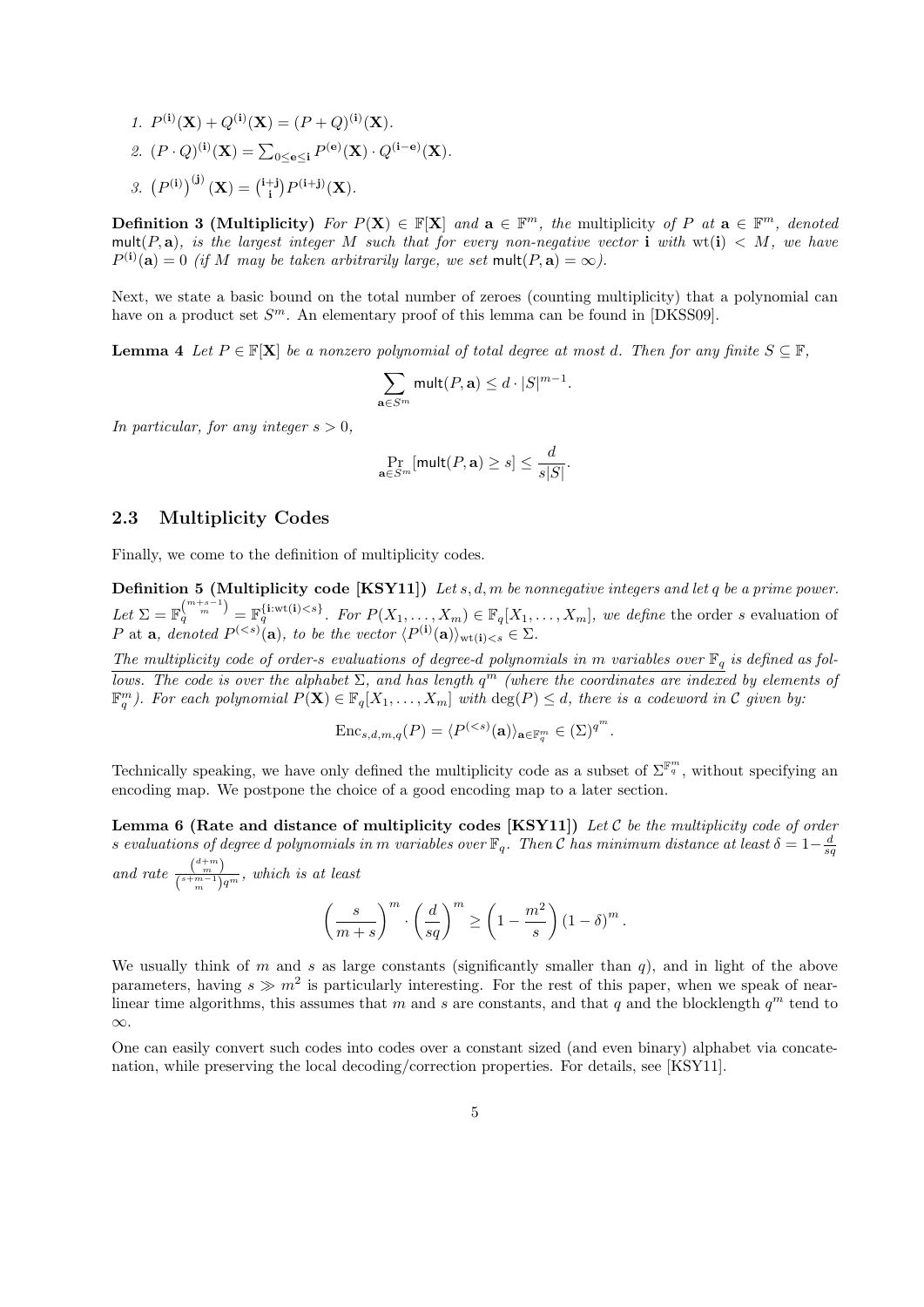1. $P^{(\mathbf{i})}(\mathbf{X}) + Q^{(\mathbf{i})}(\mathbf{X}) = (P+Q)^{(\mathbf{i})}(\mathbf{X})$.
2. $(P \cdot Q)^{(\mathbf{i})}(\mathbf{X}) = \sum_{0 \le \mathbf{e} \le \mathbf{i}} P^{(\mathbf{e})}(\mathbf{X}) \cdot Q^{(\mathbf{i}-\mathbf{e})}(\mathbf{X})$.
3. $\left(P^{(\mathbf{i})}\right)^{(\mathbf{j})}(\mathbf{X}) = \binom{\mathbf{i}+\mathbf{j}}{\mathbf{i}} P^{(\mathbf{i}+\mathbf{j})}(\mathbf{X})$.

**Definition 3 (Multiplicity)** *For $P(\mathbf{X}) \in \mathbb{F}[\mathbf{X}]$ and $\mathbf{a} \in \mathbb{F}^m$, the* multiplicity *of $P$ at $\mathbf{a} \in \mathbb{F}^m$, denoted $\mathsf{mult}(P, \mathbf{a})$, is the largest integer $M$ such that for every non-negative vector $\mathbf{i}$ with $\mathrm{wt}(\mathbf{i}) < M$, we have $P^{(\mathbf{i})}(\mathbf{a}) = 0$ (if $M$ may be taken arbitrarily large, we set $\mathsf{mult}(P, \mathbf{a}) = \infty$).*

Next, we state a basic bound on the total number of zeroes (counting multiplicity) that a polynomial can have on a product set $S^m$. An elementary proof of this lemma can be found in [DKSS09].

**Lemma 4** *Let $P \in \mathbb{F}[\mathbf{X}]$ be a nonzero polynomial of total degree at most $d$. Then for any finite $S \subseteq \mathbb{F}$,*

$$\sum_{\mathbf{a} \in S^m} \mathsf{mult}(P, \mathbf{a}) \le d \cdot |S|^{m-1}.$$

*In particular, for any integer $s > 0$,*

$$\Pr_{\mathbf{a} \in S^m}[\mathsf{mult}(P, \mathbf{a}) \ge s] \le \frac{d}{s|S|}.$$

## 2.3 Multiplicity Codes

Finally, we come to the definition of multiplicity codes.

**Definition 5 (Multiplicity code [KSY11])** *Let $s, d, m$ be nonnegative integers and let $q$ be a prime power. Let $\Sigma = \mathbb{F}_q^{\binom{m+s-1}{m}} = \mathbb{F}_q^{\{\mathbf{i} : \mathrm{wt}(\mathbf{i}) < s\}}$. For $P(X_1, \ldots, X_m) \in \mathbb{F}_q[X_1, \ldots, X_m]$, we define* the order $s$ evaluation of $P$ at $\mathbf{a}$*, denoted $P^{(<s)}(\mathbf{a})$, to be the vector $\langle P^{(\mathbf{i})}(\mathbf{a}) \rangle_{\mathrm{wt}(\mathbf{i}) < s} \in \Sigma$.*

*The multiplicity code of order-$s$ evaluations of degree-$d$ polynomials in $m$ variables over $\mathbb{F}_q$ is defined as follows. The code is over the alphabet $\Sigma$, and has length $q^m$ (where the coordinates are indexed by elements of $\mathbb{F}_q^m$). For each polynomial $P(\mathbf{X}) \in \mathbb{F}_q[X_1, \ldots, X_m]$ with $\deg(P) \le d$, there is a codeword in $\mathcal{C}$ given by:*

$$\mathrm{Enc}_{s,d,m,q}(P) = \langle P^{(<s)}(\mathbf{a}) \rangle_{\mathbf{a} \in \mathbb{F}_q^m} \in (\Sigma)^{q^m}.$$

Technically speaking, we have only defined the multiplicity code as a subset of $\Sigma^{\mathbb{F}_q^m}$, without specifying an encoding map. We postpone the choice of a good encoding map to a later section.

**Lemma 6 (Rate and distance of multiplicity codes [KSY11])** *Let $\mathcal{C}$ be the multiplicity code of order $s$ evaluations of degree $d$ polynomials in $m$ variables over $\mathbb{F}_q$. Then $\mathcal{C}$ has minimum distance at least $\delta = 1 - \frac{d}{sq}$ and rate $\frac{\binom{d+m}{m}}{\binom{s+m-1}{m} q^m}$, which is at least*

$$\left(\frac{s}{m+s}\right)^m \cdot \left(\frac{d}{sq}\right)^m \ge \left(1 - \frac{m^2}{s}\right)(1-\delta)^m.$$

We usually think of $m$ and $s$ as large constants (significantly smaller than $q$), and in light of the above parameters, having $s \gg m^2$ is particularly interesting. For the rest of this paper, when we speak of near-linear time algorithms, this assumes that $m$ and $s$ are constants, and that $q$ and the blocklength $q^m$ tend to $\infty$.

One can easily convert such codes into codes over a constant sized (and even binary) alphabet via concatenation, while preserving the local decoding/correction properties. For details, see [KSY11].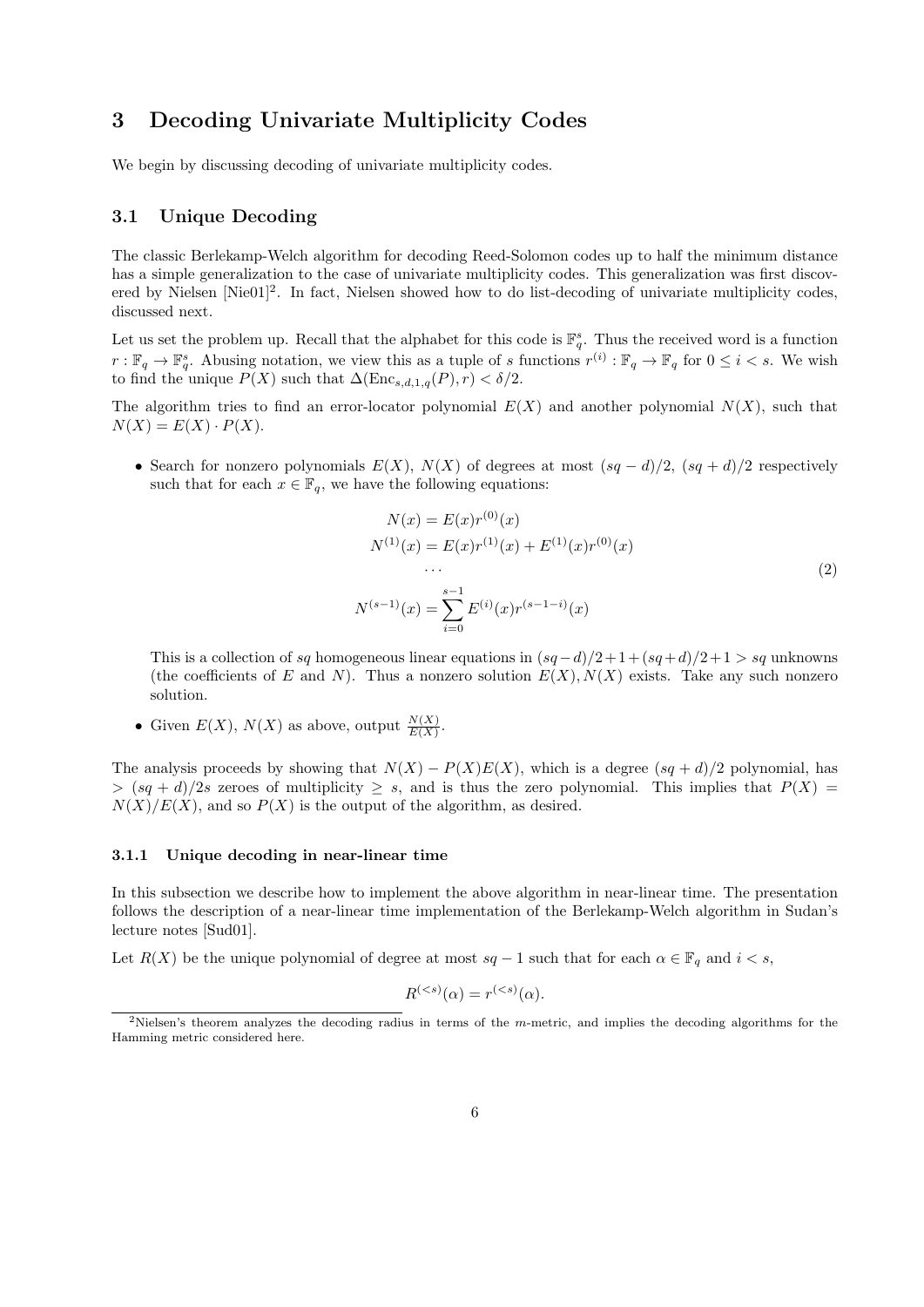# 3 Decoding Univariate Multiplicity Codes

We begin by discussing decoding of univariate multiplicity codes.

## 3.1 Unique Decoding

The classic Berlekamp-Welch algorithm for decoding Reed-Solomon codes up to half the minimum distance has a simple generalization to the case of univariate multiplicity codes. This generalization was first discovered by Nielsen [Nie01][2]. In fact, Nielsen showed how to do list-decoding of univariate multiplicity codes, discussed next.

Let us set the problem up. Recall that the alphabet for this code is $\mathbb{F}_q^s$. Thus the received word is a function $r : \mathbb{F}_q \to \mathbb{F}_q^s$. Abusing notation, we view this as a tuple of $s$ functions $r^{(i)} : \mathbb{F}_q \to \mathbb{F}_q$ for $0 \leq i < s$. We wish to find the unique $P(X)$ such that $\Delta(\mathrm{Enc}_{s,d,1,q}(P), r) < \delta/2$.

The algorithm tries to find an error-locator polynomial $E(X)$ and another polynomial $N(X)$, such that $N(X) = E(X) \cdot P(X)$.

- Search for nonzero polynomials $E(X)$, $N(X)$ of degrees at most $(sq - d)/2$, $(sq + d)/2$ respectively such that for each $x \in \mathbb{F}_q$, we have the following equations:

$$
\begin{aligned}
N(x) &= E(x) r^{(0)}(x) \\
N^{(1)}(x) &= E(x) r^{(1)}(x) + E^{(1)}(x) r^{(0)}(x) \\
&\cdots \\
N^{(s-1)}(x) &= \sum_{i=0}^{s-1} E^{(i)}(x) r^{(s-1-i)}(x)
\end{aligned}
\tag{2}
$$

  This is a collection of $sq$ homogeneous linear equations in $(sq-d)/2+1+(sq+d)/2+1 > sq$ unknowns (the coefficients of $E$ and $N$). Thus a nonzero solution $E(X), N(X)$ exists. Take any such nonzero solution.

- Given $E(X)$, $N(X)$ as above, output $\frac{N(X)}{E(X)}$.

The analysis proceeds by showing that $N(X) - P(X)E(X)$, which is a degree $(sq + d)/2$ polynomial, has $> (sq + d)/2s$ zeroes of multiplicity $\geq s$, and is thus the zero polynomial. This implies that $P(X) = N(X)/E(X)$, and so $P(X)$ is the output of the algorithm, as desired.

### 3.1.1 Unique decoding in near-linear time

In this subsection we describe how to implement the above algorithm in near-linear time. The presentation follows the description of a near-linear time implementation of the Berlekamp-Welch algorithm in Sudan's lecture notes [Sud01].

Let $R(X)$ be the unique polynomial of degree at most $sq - 1$ such that for each $\alpha \in \mathbb{F}_q$ and $i < s$,

$$R^{(<s)}(\alpha) = r^{(<s)}(\alpha).$$

[2] Nielsen's theorem analyzes the decoding radius in terms of the $m$-metric, and implies the decoding algorithms for the Hamming metric considered here.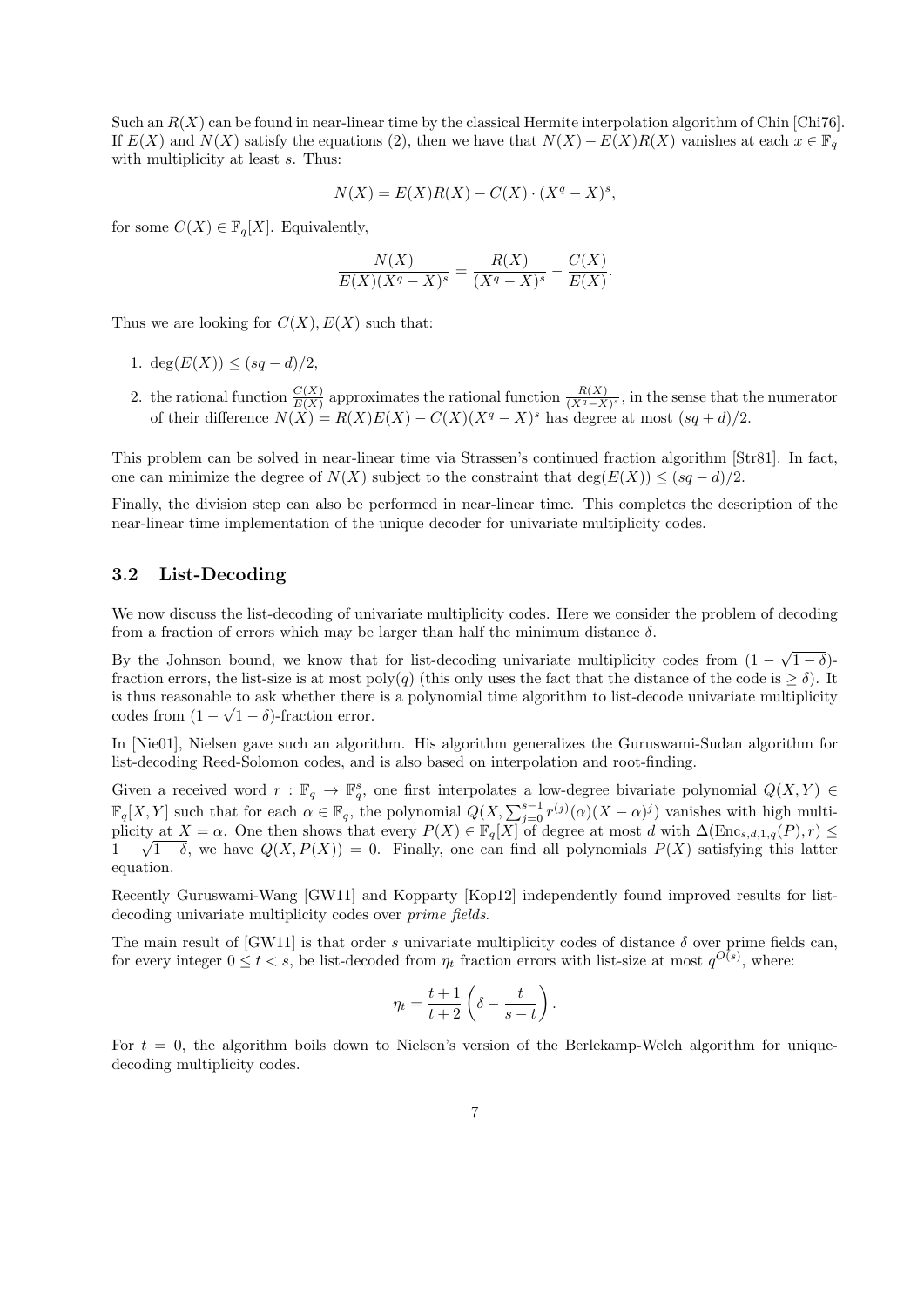Such an $R(X)$ can be found in near-linear time by the classical Hermite interpolation algorithm of Chin [Chi76]. If $E(X)$ and $N(X)$ satisfy the equations (2), then we have that $N(X) - E(X)R(X)$ vanishes at each $x \in \mathbb{F}_q$ with multiplicity at least $s$. Thus:

$$N(X) = E(X)R(X) - C(X) \cdot (X^q - X)^s,$$

for some $C(X) \in \mathbb{F}_q[X]$. Equivalently,

$$\frac{N(X)}{E(X)(X^q - X)^s} = \frac{R(X)}{(X^q - X)^s} - \frac{C(X)}{E(X)}.$$

Thus we are looking for $C(X), E(X)$ such that:

1. $\deg(E(X)) \leq (sq - d)/2$,
2. the rational function $\frac{C(X)}{E(X)}$ approximates the rational function $\frac{R(X)}{(X^q - X)^s}$, in the sense that the numerator of their difference $N(X) = R(X)E(X) - C(X)(X^q - X)^s$ has degree at most $(sq + d)/2$.

This problem can be solved in near-linear time via Strassen's continued fraction algorithm [Str81]. In fact, one can minimize the degree of $N(X)$ subject to the constraint that $\deg(E(X)) \leq (sq - d)/2$.

Finally, the division step can also be performed in near-linear time. This completes the description of the near-linear time implementation of the unique decoder for univariate multiplicity codes.

### 3.2 List-Decoding

We now discuss the list-decoding of univariate multiplicity codes. Here we consider the problem of decoding from a fraction of errors which may be larger than half the minimum distance $\delta$.

By the Johnson bound, we know that for list-decoding univariate multiplicity codes from $(1 - \sqrt{1 - \delta})$-fraction errors, the list-size is at most $\mathrm{poly}(q)$ (this only uses the fact that the distance of the code is $\geq \delta$). It is thus reasonable to ask whether there is a polynomial time algorithm to list-decode univariate multiplicity codes from $(1 - \sqrt{1 - \delta})$-fraction error.

In [Nie01], Nielsen gave such an algorithm. His algorithm generalizes the Guruswami-Sudan algorithm for list-decoding Reed-Solomon codes, and is also based on interpolation and root-finding.

Given a received word $r : \mathbb{F}_q \to \mathbb{F}_q^s$, one first interpolates a low-degree bivariate polynomial $Q(X, Y) \in \mathbb{F}_q[X, Y]$ such that for each $\alpha \in \mathbb{F}_q$, the polynomial $Q(X, \sum_{j=0}^{s-1} r^{(j)}(\alpha)(X - \alpha)^j)$ vanishes with high multiplicity at $X = \alpha$. One then shows that every $P(X) \in \mathbb{F}_q[X]$ of degree at most $d$ with $\Delta(\mathrm{Enc}_{s,d,1,q}(P), r) \leq 1 - \sqrt{1 - \delta}$, we have $Q(X, P(X)) = 0$. Finally, one can find all polynomials $P(X)$ satisfying this latter equation.

Recently Guruswami-Wang [GW11] and Kopparty [Kop12] independently found improved results for list-decoding univariate multiplicity codes over *prime fields*.

The main result of [GW11] is that order $s$ univariate multiplicity codes of distance $\delta$ over prime fields can, for every integer $0 \leq t < s$, be list-decoded from $\eta_t$ fraction errors with list-size at most $q^{O(s)}$, where:

$$\eta_t = \frac{t + 1}{t + 2} \left( \delta - \frac{t}{s - t} \right).$$

For $t = 0$, the algorithm boils down to Nielsen's version of the Berlekamp-Welch algorithm for unique-decoding multiplicity codes.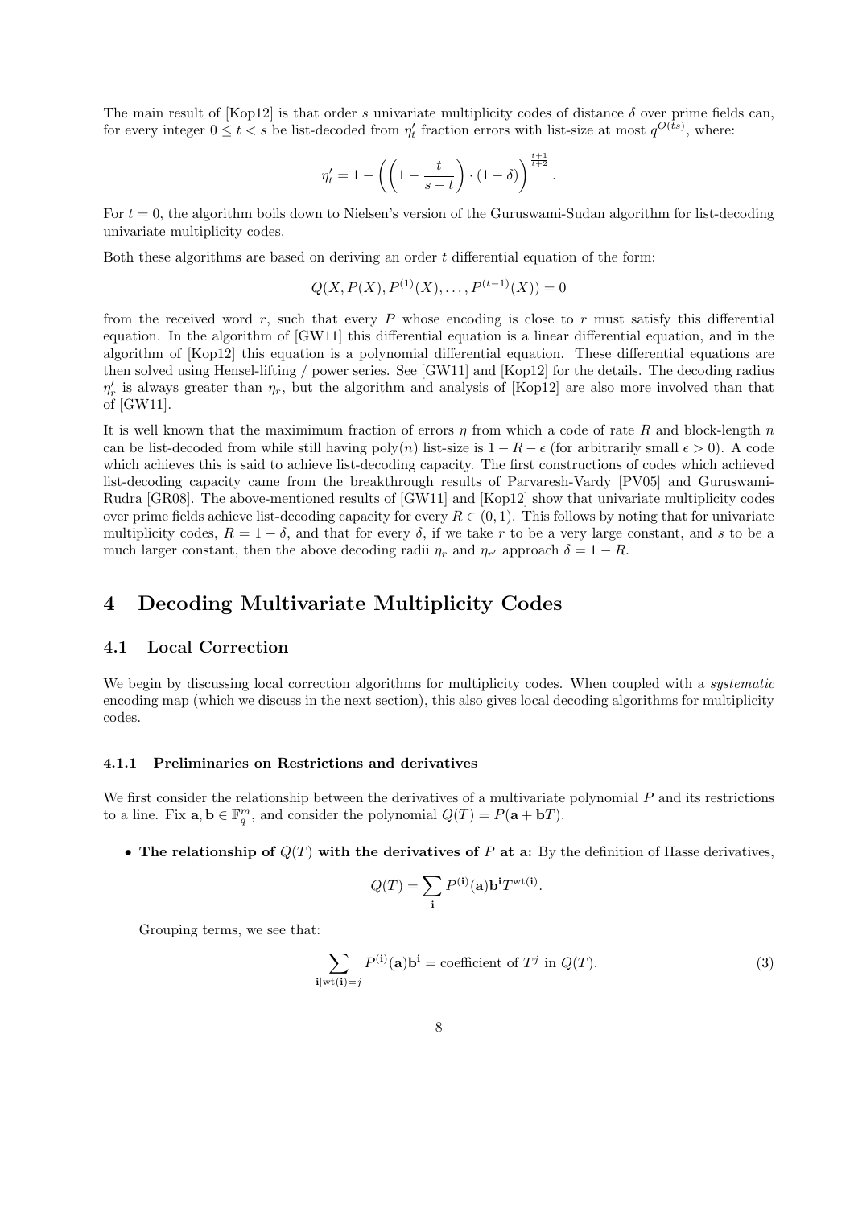The main result of [Kop12] is that order $s$ univariate multiplicity codes of distance $\delta$ over prime fields can, for every integer $0 \leq t < s$ be list-decoded from $\eta'_t$ fraction errors with list-size at most $q^{O(ts)}$, where:

$$\eta'_t = 1 - \left( \left( 1 - \frac{t}{s-t} \right) \cdot (1 - \delta) \right)^{\frac{t+1}{t+2}}.$$

For $t = 0$, the algorithm boils down to Nielsen's version of the Guruswami-Sudan algorithm for list-decoding univariate multiplicity codes.

Both these algorithms are based on deriving an order $t$ differential equation of the form:

$$Q(X, P(X), P^{(1)}(X), \ldots, P^{(t-1)}(X)) = 0$$

from the received word $r$, such that every $P$ whose encoding is close to $r$ must satisfy this differential equation. In the algorithm of [GW11] this differential equation is a linear differential equation, and in the algorithm of [Kop12] this equation is a polynomial differential equation. These differential equations are then solved using Hensel-lifting / power series. See [GW11] and [Kop12] for the details. The decoding radius $\eta'_r$ is always greater than $\eta_r$, but the algorithm and analysis of [Kop12] are also more involved than that of [GW11].

It is well known that the maximimum fraction of errors $\eta$ from which a code of rate $R$ and block-length $n$ can be list-decoded from while still having poly($n$) list-size is $1 - R - \epsilon$ (for arbitrarily small $\epsilon > 0$). A code which achieves this is said to achieve list-decoding capacity. The first constructions of codes which achieved list-decoding capacity came from the breakthrough results of Parvaresh-Vardy [PV05] and Guruswami-Rudra [GR08]. The above-mentioned results of [GW11] and [Kop12] show that univariate multiplicity codes over prime fields achieve list-decoding capacity for every $R \in (0, 1)$. This follows by noting that for univariate multiplicity codes, $R = 1 - \delta$, and that for every $\delta$, if we take $r$ to be a very large constant, and $s$ to be a much larger constant, then the above decoding radii $\eta_r$ and $\eta_{r'}$ approach $\delta = 1 - R$.

# 4 Decoding Multivariate Multiplicity Codes

## 4.1 Local Correction

We begin by discussing local correction algorithms for multiplicity codes. When coupled with a *systematic* encoding map (which we discuss in the next section), this also gives local decoding algorithms for multiplicity codes.

### 4.1.1 Preliminaries on Restrictions and derivatives

We first consider the relationship between the derivatives of a multivariate polynomial $P$ and its restrictions to a line. Fix $\mathbf{a}, \mathbf{b} \in \mathbb{F}_q^m$, and consider the polynomial $Q(T) = P(\mathbf{a} + \mathbf{b}T)$.

- **The relationship of $Q(T)$ with the derivatives of $P$ at a:** By the definition of Hasse derivatives,

$$Q(T) = \sum_{\mathbf{i}} P^{(\mathbf{i})}(\mathbf{a}) \mathbf{b}^{\mathbf{i}} T^{\mathrm{wt}(\mathbf{i})}.$$

Grouping terms, we see that:

$$\sum_{\mathbf{i} | \mathrm{wt}(\mathbf{i}) = j} P^{(\mathbf{i})}(\mathbf{a}) \mathbf{b}^{\mathbf{i}} = \text{coefficient of } T^j \text{ in } Q(T). \tag{3}$$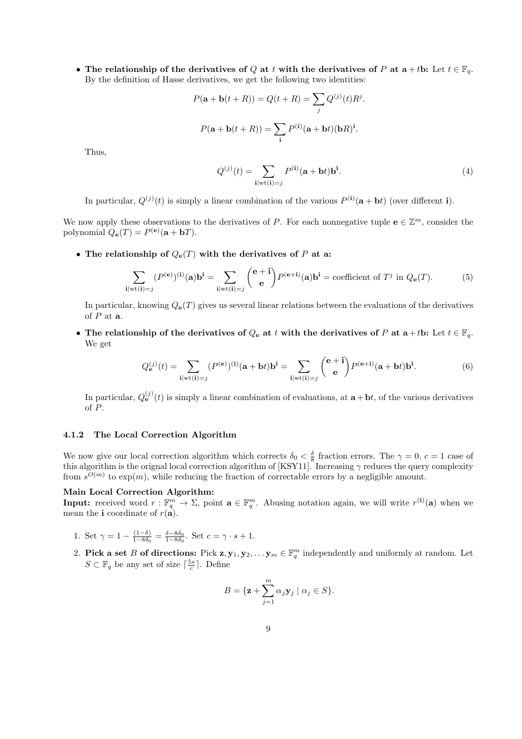- **The relationship of the derivatives of $Q$ at $t$ with the derivatives of $P$ at $\mathbf{a}+t\mathbf{b}$:** Let $t \in \mathbb{F}_q$. By the definition of Hasse derivatives, we get the following two identities:

$$P(\mathbf{a}+\mathbf{b}(t+R)) = Q(t+R) = \sum_j Q^{(j)}(t)R^j.$$

$$P(\mathbf{a}+\mathbf{b}(t+R)) = \sum_{\mathbf{i}} P^{(\mathbf{i})}(\mathbf{a}+\mathbf{b}t)(\mathbf{b}R)^{\mathbf{i}}.$$

  Thus,

$$Q^{(j)}(t) = \sum_{\mathbf{i} \mid \mathrm{wt}(\mathbf{i})=j} P^{(\mathbf{i})}(\mathbf{a}+\mathbf{b}t)\mathbf{b}^{\mathbf{i}}. \tag{4}$$

  In particular, $Q^{(j)}(t)$ is simply a linear combination of the various $P^{(\mathbf{i})}(\mathbf{a}+\mathbf{b}t)$ (over different $\mathbf{i}$).

We now apply these observations to the derivatives of $P$. For each nonnegative tuple $\mathbf{e} \in \mathbb{Z}^m$, consider the polynomial $Q_{\mathbf{e}}(T) = P^{(\mathbf{e})}(\mathbf{a}+\mathbf{b}T)$.

- **The relationship of $Q_{\mathbf{e}}(T)$ with the derivatives of $P$ at $\mathbf{a}$:**

$$\sum_{\mathbf{i} \mid \mathrm{wt}(\mathbf{i})=j} (P^{(\mathbf{e})})^{(\mathbf{i})}(\mathbf{a})\mathbf{b}^{\mathbf{i}} = \sum_{\mathbf{i} \mid \mathrm{wt}(\mathbf{i})=j} \binom{\mathbf{e}+\mathbf{i}}{\mathbf{e}} P^{(\mathbf{e}+\mathbf{i})}(\mathbf{a})\mathbf{b}^{\mathbf{i}} = \text{coefficient of } T^j \text{ in } Q_{\mathbf{e}}(T). \tag{5}$$

  In particular, knowing $Q_{\mathbf{e}}(T)$ gives us several linear relations between the evaluations of the derivatives of $P$ at $\mathbf{a}$.

- **The relationship of the derivatives of $Q_{\mathbf{e}}$ at $t$ with the derivatives of $P$ at $\mathbf{a}+t\mathbf{b}$:** Let $t \in \mathbb{F}_q$. We get

$$Q_{\mathbf{e}}^{(j)}(t) = \sum_{\mathbf{i} \mid \mathrm{wt}(\mathbf{i})=j} (P^{(\mathbf{e})})^{(\mathbf{i})}(\mathbf{a}+\mathbf{b}t)\mathbf{b}^{\mathbf{i}} = \sum_{\mathbf{i} \mid \mathrm{wt}(\mathbf{i})=j} \binom{\mathbf{e}+\mathbf{i}}{\mathbf{e}} P^{(\mathbf{e}+\mathbf{i})}(\mathbf{a}+\mathbf{b}t)\mathbf{b}^{\mathbf{i}}. \tag{6}$$

  In particular, $Q_{\mathbf{e}}^{(j)}(t)$ is simply a linear combination of evaluations, at $\mathbf{a}+\mathbf{b}t$, of the various derivatives of $P$.

#### 4.1.2 The Local Correction Algorithm

We now give our local correction algorithm which corrects $\delta_0 < \frac{\delta}{8}$ fraction errors. The $\gamma = 0$, $c = 1$ case of this algorithm is the orignal local correction algorithm of [KSY11]. Increasing $\gamma$ reduces the query complexity from $s^{O(m)}$ to $\exp(m)$, while reducing the fraction of correctable errors by a negligible amount.

**Main Local Correction Algorithm:**
**Input:** received word $r : \mathbb{F}_q^m \to \Sigma$, point $\mathbf{a} \in \mathbb{F}_q^m$. Abusing notation again, we will write $r^{(\mathbf{i})}(\mathbf{a})$ when we mean the $\mathbf{i}$ coordinate of $r(\mathbf{a})$.

1. Set $\gamma = 1 - \frac{(1-\delta)}{1-8\delta_0} = \frac{\delta-8\delta_0}{1-8\delta_0}$. Set $c = \gamma \cdot s + 1$.
2. **Pick a set $B$ of directions:** Pick $\mathbf{z}, \mathbf{y}_1, \mathbf{y}_2, \ldots \mathbf{y}_m \in \mathbb{F}_q^m$ independently and uniformly at random. Let $S \subset \mathbb{F}_q$ be any set of size $\lceil \frac{5s}{c} \rceil$. Define

$$B = \{\mathbf{z} + \sum_{j=1}^{m} \alpha_j \mathbf{y}_j \mid \alpha_j \in S\}.$$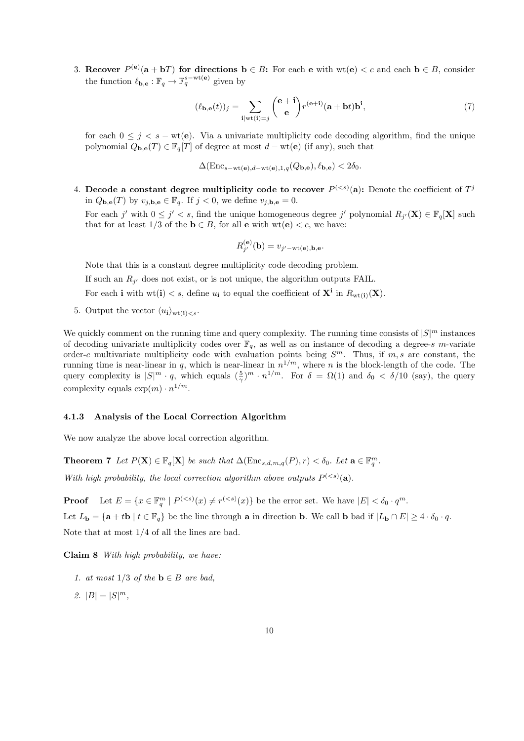3. **Recover $P^{(\mathbf{e})}(\mathbf{a}+\mathbf{b}T)$ for directions $\mathbf{b} \in B$:** For each $\mathbf{e}$ with $\mathrm{wt}(\mathbf{e}) < c$ and each $\mathbf{b} \in B$, consider the function $\ell_{\mathbf{b},\mathbf{e}} : \mathbb{F}_q \to \mathbb{F}_q^{s-\mathrm{wt}(\mathbf{e})}$ given by

$$(\ell_{\mathbf{b},\mathbf{e}}(t))_j = \sum_{\mathbf{i} \mid \mathrm{wt}(\mathbf{i})=j} \binom{\mathbf{e}+\mathbf{i}}{\mathbf{e}} r^{(\mathbf{e}+\mathbf{i})}(\mathbf{a}+\mathbf{b}t)\mathbf{b}^{\mathbf{i}}, \tag{7}$$

for each $0 \le j < s - \mathrm{wt}(\mathbf{e})$. Via a univariate multiplicity code decoding algorithm, find the unique polynomial $Q_{\mathbf{b},\mathbf{e}}(T) \in \mathbb{F}_q[T]$ of degree at most $d - \mathrm{wt}(\mathbf{e})$ (if any), such that

$$\Delta(\mathrm{Enc}_{s-\mathrm{wt}(\mathbf{e}),d-\mathrm{wt}(\mathbf{e}),1,q}(Q_{\mathbf{b},\mathbf{e}}), \ell_{\mathbf{b},\mathbf{e}}) < 2\delta_0.$$

4. **Decode a constant degree multiplicity code to recover $P^{(<s)}(\mathbf{a})$:** Denote the coefficient of $T^j$ in $Q_{\mathbf{b},\mathbf{e}}(T)$ by $v_{j,\mathbf{b},\mathbf{e}} \in \mathbb{F}_q$. If $j < 0$, we define $v_{j,\mathbf{b},\mathbf{e}} = 0$.

   For each $j'$ with $0 \le j' < s$, find the unique homogeneous degree $j'$ polynomial $R_{j'}(\mathbf{X}) \in \mathbb{F}_q[\mathbf{X}]$ such that for at least $1/3$ of the $\mathbf{b} \in B$, for all $\mathbf{e}$ with $\mathrm{wt}(\mathbf{e}) < c$, we have:

$$R_{j'}^{(\mathbf{e})}(\mathbf{b}) = v_{j'-\mathrm{wt}(\mathbf{e}),\mathbf{b},\mathbf{e}}.$$

   Note that this is a constant degree multiplicity code decoding problem.

   If such an $R_{j'}$ does not exist, or is not unique, the algorithm outputs FAIL.

   For each $\mathbf{i}$ with $\mathrm{wt}(\mathbf{i}) < s$, define $u_{\mathbf{i}}$ to equal the coefficient of $\mathbf{X}^{\mathbf{i}}$ in $R_{\mathrm{wt}(\mathbf{i})}(\mathbf{X})$.

5. Output the vector $\langle u_{\mathbf{i}} \rangle_{\mathrm{wt}(\mathbf{i})<s}$.

We quickly comment on the running time and query complexity. The running time consists of $|S|^m$ instances of decoding univariate multiplicity codes over $\mathbb{F}_q$, as well as on instance of decoding a degree-$s$ $m$-variate order-$c$ multivariate multiplicity code with evaluation points being $S^m$. Thus, if $m, s$ are constant, the running time is near-linear in $q$, which is near-linear in $n^{1/m}$, where $n$ is the block-length of the code. The query complexity is $|S|^m \cdot q$, which equals $(\frac{5}{\gamma})^m \cdot n^{1/m}$. For $\delta = \Omega(1)$ and $\delta_0 < \delta/10$ (say), the query complexity equals $\exp(m) \cdot n^{1/m}$.

### 4.1.3 Analysis of the Local Correction Algorithm

We now analyze the above local correction algorithm.

**Theorem 7** *Let $P(\mathbf{X}) \in \mathbb{F}_q[\mathbf{X}]$ be such that $\Delta(\mathrm{Enc}_{s,d,m,q}(P), r) < \delta_0$. Let $\mathbf{a} \in \mathbb{F}_q^m$.*

*With high probability, the local correction algorithm above outputs $P^{(<s)}(\mathbf{a})$.*

**Proof** Let $E = \{x \in \mathbb{F}_q^m \mid P^{(<s)}(x) \neq r^{(<s)}(x)\}$ be the error set. We have $|E| < \delta_0 \cdot q^m$.

Let $L_{\mathbf{b}} = \{\mathbf{a} + t\mathbf{b} \mid t \in \mathbb{F}_q\}$ be the line through $\mathbf{a}$ in direction $\mathbf{b}$. We call $\mathbf{b}$ bad if $|L_{\mathbf{b}} \cap E| \ge 4 \cdot \delta_0 \cdot q$.

Note that at most $1/4$ of all the lines are bad.

**Claim 8** *With high probability, we have:*

1. *at most $1/3$ of the $\mathbf{b} \in B$ are bad,*
2. *$|B| = |S|^m$,*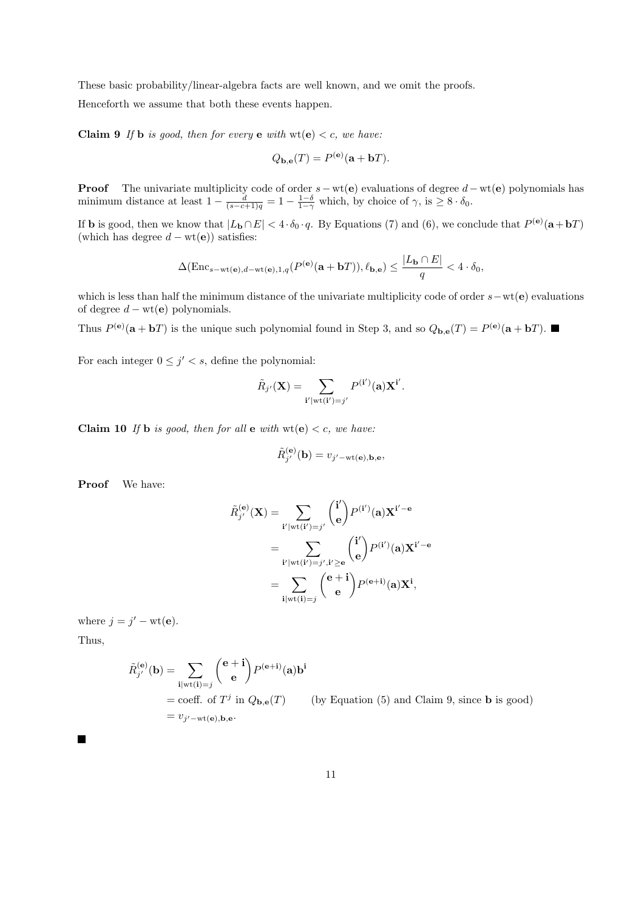These basic probability/linear-algebra facts are well known, and we omit the proofs.

Henceforth we assume that both these events happen.

**Claim 9** *If* $\mathbf{b}$ *is good, then for every* $\mathbf{e}$ *with* $\mathrm{wt}(\mathbf{e}) < c$*, we have:*

$$Q_{\mathbf{b},\mathbf{e}}(T) = P^{(\mathbf{e})}(\mathbf{a} + \mathbf{b}T).$$

**Proof** The univariate multiplicity code of order $s - \mathrm{wt}(\mathbf{e})$ evaluations of degree $d - \mathrm{wt}(\mathbf{e})$ polynomials has minimum distance at least $1 - \frac{d}{(s-c+1)q} = 1 - \frac{1-\delta}{1-\gamma}$ which, by choice of $\gamma$, is $\geq 8 \cdot \delta_0$.

If $\mathbf{b}$ is good, then we know that $|L_{\mathbf{b}} \cap E| < 4 \cdot \delta_0 \cdot q$. By Equations (7) and (6), we conclude that $P^{(\mathbf{e})}(\mathbf{a}+\mathbf{b}T)$ (which has degree $d - \mathrm{wt}(\mathbf{e})$) satisfies:

$$\Delta(\mathrm{Enc}_{s-\mathrm{wt}(\mathbf{e}),d-\mathrm{wt}(\mathbf{e}),1,q}(P^{(\mathbf{e})}(\mathbf{a} + \mathbf{b}T)), \ell_{\mathbf{b},\mathbf{e}}) \leq \frac{|L_{\mathbf{b}} \cap E|}{q} < 4 \cdot \delta_0,$$

which is less than half the minimum distance of the univariate multiplicity code of order $s - \mathrm{wt}(\mathbf{e})$ evaluations of degree $d - \mathrm{wt}(\mathbf{e})$ polynomials.

Thus $P^{(\mathbf{e})}(\mathbf{a} + \mathbf{b}T)$ is the unique such polynomial found in Step 3, and so $Q_{\mathbf{b},\mathbf{e}}(T) = P^{(\mathbf{e})}(\mathbf{a} + \mathbf{b}T)$. ∎

For each integer $0 \leq j' < s$, define the polynomial:

$$\tilde{R}_{j'}(\mathbf{X}) = \sum_{\mathbf{i}' | \mathrm{wt}(\mathbf{i}') = j'} P^{(\mathbf{i}')}(\mathbf{a})\mathbf{X}^{\mathbf{i}'}.$$

**Claim 10** *If* $\mathbf{b}$ *is good, then for all* $\mathbf{e}$ *with* $\mathrm{wt}(\mathbf{e}) < c$*, we have:*

$$\tilde{R}_{j'}^{(\mathbf{e})}(\mathbf{b}) = v_{j'-\mathrm{wt}(\mathbf{e}),\mathbf{b},\mathbf{e}},$$

**Proof** We have:

$$\begin{aligned}
\tilde{R}_{j'}^{(\mathbf{e})}(\mathbf{X}) &= \sum_{\mathbf{i}' | \mathrm{wt}(\mathbf{i}') = j'} \binom{\mathbf{i}'}{\mathbf{e}} P^{(\mathbf{i}')}(\mathbf{a})\mathbf{X}^{\mathbf{i}'-\mathbf{e}} \\
&= \sum_{\mathbf{i}' | \mathrm{wt}(\mathbf{i}') = j', \mathbf{i}' \geq \mathbf{e}} \binom{\mathbf{i}'}{\mathbf{e}} P^{(\mathbf{i}')}(\mathbf{a})\mathbf{X}^{\mathbf{i}'-\mathbf{e}} \\
&= \sum_{\mathbf{i} | \mathrm{wt}(\mathbf{i}) = j} \binom{\mathbf{e}+\mathbf{i}}{\mathbf{e}} P^{(\mathbf{e}+\mathbf{i})}(\mathbf{a})\mathbf{X}^{\mathbf{i}},
\end{aligned}$$

where $j = j' - \mathrm{wt}(\mathbf{e})$.

Thus,

$$\begin{aligned}
\tilde{R}_{j'}^{(\mathbf{e})}(\mathbf{b}) &= \sum_{\mathbf{i} | \mathrm{wt}(\mathbf{i}) = j} \binom{\mathbf{e}+\mathbf{i}}{\mathbf{e}} P^{(\mathbf{e}+\mathbf{i})}(\mathbf{a})\mathbf{b}^{\mathbf{i}} \\
&= \text{coeff. of } T^j \text{ in } Q_{\mathbf{b},\mathbf{e}}(T) \qquad \text{(by Equation (5) and Claim 9, since } \mathbf{b} \text{ is good)} \\
&= v_{j'-\mathrm{wt}(\mathbf{e}),\mathbf{b},\mathbf{e}}.
\end{aligned}$$

∎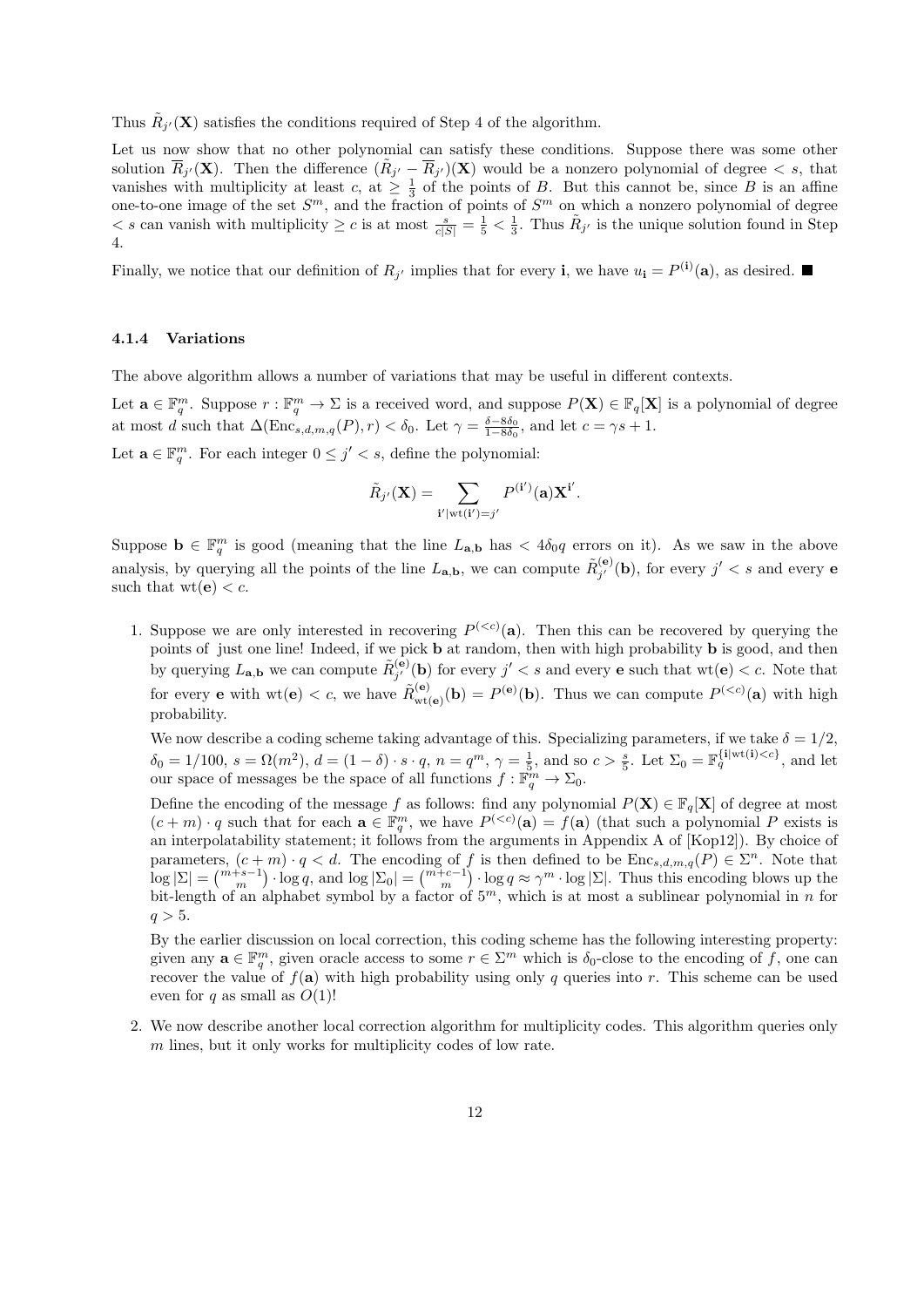Thus $\tilde{R}_{j'}(\mathbf{X})$ satisfies the conditions required of Step 4 of the algorithm.

Let us now show that no other polynomial can satisfy these conditions. Suppose there was some other solution $\overline{R}_{j'}(\mathbf{X})$. Then the difference $(\tilde{R}_{j'} - \overline{R}_{j'})(\mathbf{X})$ would be a nonzero polynomial of degree $< s$, that vanishes with multiplicity at least $c$, at $\geq \frac{1}{3}$ of the points of $B$. But this cannot be, since $B$ is an affine one-to-one image of the set $S^m$, and the fraction of points of $S^m$ on which a nonzero polynomial of degree $< s$ can vanish with multiplicity $\geq c$ is at most $\frac{s}{c|S|} = \frac{1}{5} < \frac{1}{3}$. Thus $\tilde{R}_{j'}$ is the unique solution found in Step 4.

Finally, we notice that our definition of $R_{j'}$ implies that for every $\mathbf{i}$, we have $u_{\mathbf{i}} = P^{(\mathbf{i})}(\mathbf{a})$, as desired. ■

#### 4.1.4 Variations

The above algorithm allows a number of variations that may be useful in different contexts.

Let $\mathbf{a} \in \mathbb{F}_q^m$. Suppose $r : \mathbb{F}_q^m \to \Sigma$ is a received word, and suppose $P(\mathbf{X}) \in \mathbb{F}_q[\mathbf{X}]$ is a polynomial of degree at most $d$ such that $\Delta(\mathrm{Enc}_{s,d,m,q}(P), r) < \delta_0$. Let $\gamma = \frac{\delta - 8\delta_0}{1 - 8\delta_0}$, and let $c = \gamma s + 1$.

Let $\mathbf{a} \in \mathbb{F}_q^m$. For each integer $0 \leq j' < s$, define the polynomial:

$$\tilde{R}_{j'}(\mathbf{X}) = \sum_{\mathbf{i}' | \mathrm{wt}(\mathbf{i}') = j'} P^{(\mathbf{i}')}(\mathbf{a}) \mathbf{X}^{\mathbf{i}'}.$$

Suppose $\mathbf{b} \in \mathbb{F}_q^m$ is good (meaning that the line $L_{\mathbf{a},\mathbf{b}}$ has $< 4\delta_0 q$ errors on it). As we saw in the above analysis, by querying all the points of the line $L_{\mathbf{a},\mathbf{b}}$, we can compute $\tilde{R}_{j'}^{(\mathbf{e})}(\mathbf{b})$, for every $j' < s$ and every $\mathbf{e}$ such that $\mathrm{wt}(\mathbf{e}) < c$.

1. Suppose we are only interested in recovering $P^{(<c)}(\mathbf{a})$. Then this can be recovered by querying the points of just one line! Indeed, if we pick $\mathbf{b}$ at random, then with high probability $\mathbf{b}$ is good, and then by querying $L_{\mathbf{a},\mathbf{b}}$ we can compute $\tilde{R}_{j'}^{(\mathbf{e})}(\mathbf{b})$ for every $j' < s$ and every $\mathbf{e}$ such that $\mathrm{wt}(\mathbf{e}) < c$. Note that for every $\mathbf{e}$ with $\mathrm{wt}(\mathbf{e}) < c$, we have $\tilde{R}_{\mathrm{wt}(\mathbf{e})}^{(\mathbf{e})}(\mathbf{b}) = P^{(\mathbf{e})}(\mathbf{b})$. Thus we can compute $P^{(<c)}(\mathbf{a})$ with high probability.

   We now describe a coding scheme taking advantage of this. Specializing parameters, if we take $\delta = 1/2$, $\delta_0 = 1/100$, $s = \Omega(m^2)$, $d = (1 - \delta) \cdot s \cdot q$, $n = q^m$, $\gamma = \frac{1}{5}$, and so $c > \frac{s}{5}$. Let $\Sigma_0 = \mathbb{F}_q^{\{\mathbf{i} | \mathrm{wt}(\mathbf{i}) < c\}}$, and let our space of messages be the space of all functions $f : \mathbb{F}_q^m \to \Sigma_0$.

   Define the encoding of the message $f$ as follows: find any polynomial $P(\mathbf{X}) \in \mathbb{F}_q[\mathbf{X}]$ of degree at most $(c + m) \cdot q$ such that for each $\mathbf{a} \in \mathbb{F}_q^m$, we have $P^{(<c)}(\mathbf{a}) = f(\mathbf{a})$ (that such a polynomial $P$ exists is an interpolatability statement; it follows from the arguments in Appendix A of [Kop12]). By choice of parameters, $(c + m) \cdot q < d$. The encoding of $f$ is then defined to be $\mathrm{Enc}_{s,d,m,q}(P) \in \Sigma^n$. Note that $\log |\Sigma| = \binom{m+s-1}{m} \cdot \log q$, and $\log |\Sigma_0| = \binom{m+c-1}{m} \cdot \log q \approx \gamma^m \cdot \log |\Sigma|$. Thus this encoding blows up the bit-length of an alphabet symbol by a factor of $5^m$, which is at most a sublinear polynomial in $n$ for $q > 5$.

   By the earlier discussion on local correction, this coding scheme has the following interesting property: given any $\mathbf{a} \in \mathbb{F}_q^m$, given oracle access to some $r \in \Sigma^m$ which is $\delta_0$-close to the encoding of $f$, one can recover the value of $f(\mathbf{a})$ with high probability using only $q$ queries into $r$. This scheme can be used even for $q$ as small as $O(1)$!

2. We now describe another local correction algorithm for multiplicity codes. This algorithm queries only $m$ lines, but it only works for multiplicity codes of low rate.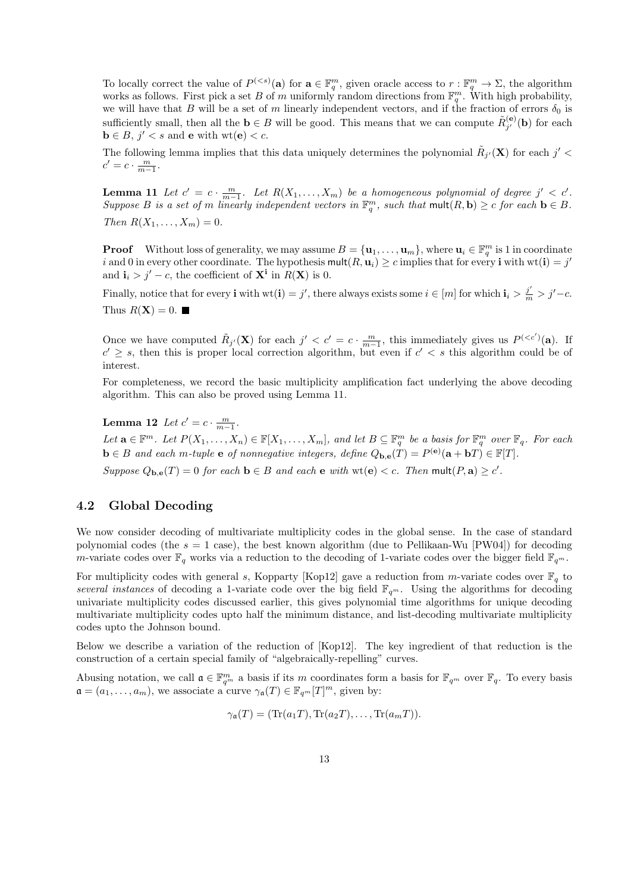To locally correct the value of $P^{(<s)}(\mathbf{a})$ for $\mathbf{a} \in \mathbb{F}_q^m$, given oracle access to $r : \mathbb{F}_q^m \to \Sigma$, the algorithm works as follows. First pick a set $B$ of $m$ uniformly random directions from $\mathbb{F}_q^m$. With high probability, we will have that $B$ will be a set of $m$ linearly independent vectors, and if the fraction of errors $\delta_0$ is sufficiently small, then all the $\mathbf{b} \in B$ will be good. This means that we can compute $\tilde{R}_{j'}^{(\mathbf{e})}(\mathbf{b})$ for each $\mathbf{b} \in B$, $j' < s$ and $\mathbf{e}$ with $\mathrm{wt}(\mathbf{e}) < c$.

The following lemma implies that this data uniquely determines the polynomial $\tilde{R}_{j'}(\mathbf{X})$ for each $j' < c' = c \cdot \frac{m}{m-1}$.

**Lemma 11** *Let $c' = c \cdot \frac{m}{m-1}$. Let $R(X_1, \ldots, X_m)$ be a homogeneous polynomial of degree $j' < c'$. Suppose $B$ is a set of $m$ linearly independent vectors in $\mathbb{F}_q^m$, such that $\mathsf{mult}(R, \mathbf{b}) \geq c$ for each $\mathbf{b} \in B$. Then $R(X_1, \ldots, X_m) = 0$.*

**Proof** Without loss of generality, we may assume $B = \{\mathbf{u}_1, \ldots, \mathbf{u}_m\}$, where $\mathbf{u}_i \in \mathbb{F}_q^m$ is 1 in coordinate $i$ and 0 in every other coordinate. The hypothesis $\mathsf{mult}(R, \mathbf{u}_i) \geq c$ implies that for every $\mathbf{i}$ with $\mathrm{wt}(\mathbf{i}) = j'$ and $\mathbf{i}_i > j' - c$, the coefficient of $\mathbf{X}^{\mathbf{i}}$ in $R(\mathbf{X})$ is 0.

Finally, notice that for every $\mathbf{i}$ with $\mathrm{wt}(\mathbf{i}) = j'$, there always exists some $i \in [m]$ for which $\mathbf{i}_i > \frac{j'}{m} > j' - c$. Thus $R(\mathbf{X}) = 0$. ■

Once we have computed $\tilde{R}_{j'}(\mathbf{X})$ for each $j' < c' = c \cdot \frac{m}{m-1}$, this immediately gives us $P^{(<c')}(\mathbf{a})$. If $c' \geq s$, then this is proper local correction algorithm, but even if $c' < s$ this algorithm could be of interest.

For completeness, we record the basic multiplicity amplification fact underlying the above decoding algorithm. This can also be proved using Lemma 11.

**Lemma 12** *Let $c' = c \cdot \frac{m}{m-1}$.*

*Let $\mathbf{a} \in \mathbb{F}^m$. Let $P(X_1, \ldots, X_n) \in \mathbb{F}[X_1, \ldots, X_m]$, and let $B \subseteq \mathbb{F}_q^m$ be a basis for $\mathbb{F}_q^m$ over $\mathbb{F}_q$. For each $\mathbf{b} \in B$ and each $m$-tuple $\mathbf{e}$ of nonnegative integers, define $Q_{\mathbf{b},\mathbf{e}}(T) = P^{(\mathbf{e})}(\mathbf{a} + \mathbf{b}T) \in \mathbb{F}[T]$.*

*Suppose $Q_{\mathbf{b},\mathbf{e}}(T) = 0$ for each $\mathbf{b} \in B$ and each $\mathbf{e}$ with $\mathrm{wt}(\mathbf{e}) < c$. Then $\mathsf{mult}(P, \mathbf{a}) \geq c'$.*

### 4.2 Global Decoding

We now consider decoding of multivariate multiplicity codes in the global sense. In the case of standard polynomial codes (the $s = 1$ case), the best known algorithm (due to Pellikaan-Wu [PW04]) for decoding $m$-variate codes over $\mathbb{F}_q$ works via a reduction to the decoding of 1-variate codes over the bigger field $\mathbb{F}_{q^m}$.

For multiplicity codes with general $s$, Kopparty [Kop12] gave a reduction from $m$-variate codes over $\mathbb{F}_q$ to *several instances* of decoding a 1-variate code over the big field $\mathbb{F}_{q^m}$. Using the algorithms for decoding univariate multiplicity codes discussed earlier, this gives polynomial time algorithms for unique decoding multivariate multiplicity codes upto half the minimum distance, and list-decoding multivariate multiplicity codes upto the Johnson bound.

Below we describe a variation of the reduction of [Kop12]. The key ingredient of that reduction is the construction of a certain special family of "algebraically-repelling" curves.

Abusing notation, we call $\mathfrak{a} \in \mathbb{F}_{q^m}^m$ a basis if its $m$ coordinates form a basis for $\mathbb{F}_{q^m}$ over $\mathbb{F}_q$. To every basis $\mathfrak{a} = (a_1, \ldots, a_m)$, we associate a curve $\gamma_{\mathfrak{a}}(T) \in \mathbb{F}_{q^m}[T]^m$, given by:

$$\gamma_{\mathfrak{a}}(T) = (\mathrm{Tr}(a_1 T), \mathrm{Tr}(a_2 T), \ldots, \mathrm{Tr}(a_m T)).$$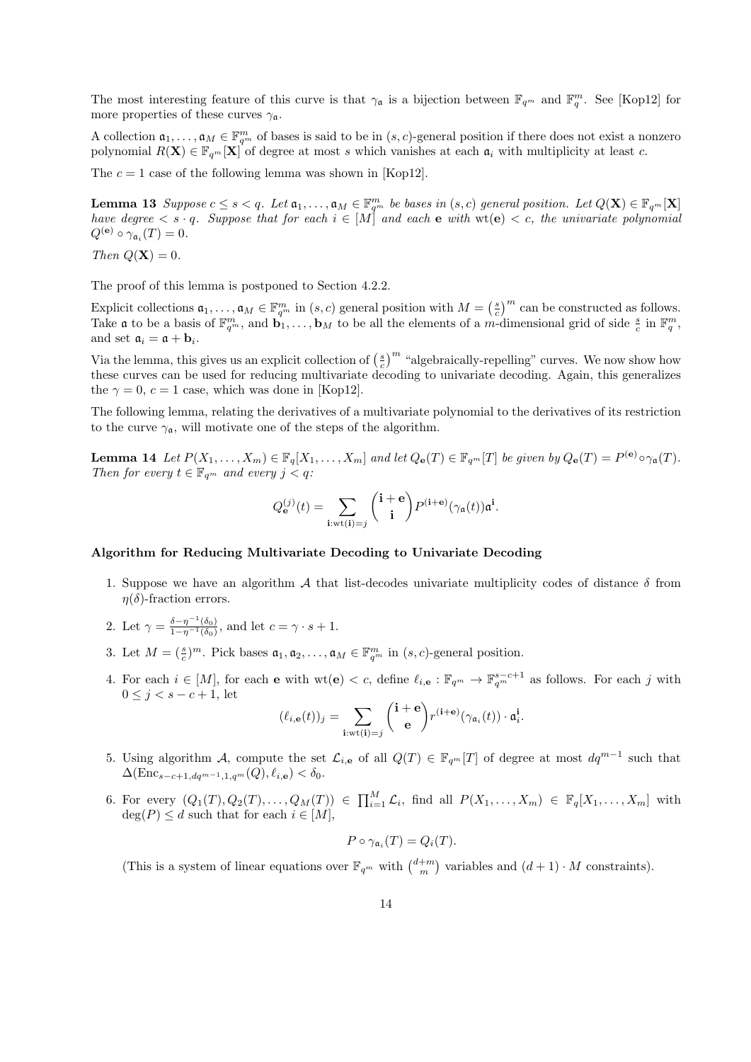The most interesting feature of this curve is that $\gamma_{\mathfrak{a}}$ is a bijection between $\mathbb{F}_{q^m}$ and $\mathbb{F}_q^m$. See [Kop12] for more properties of these curves $\gamma_{\mathfrak{a}}$.

A collection $\mathfrak{a}_1, \ldots, \mathfrak{a}_M \in \mathbb{F}_{q^m}^m$ of bases is said to be in $(s, c)$-general position if there does not exist a nonzero polynomial $R(\mathbf{X}) \in \mathbb{F}_{q^m}[\mathbf{X}]$ of degree at most $s$ which vanishes at each $\mathfrak{a}_i$ with multiplicity at least $c$.

The $c = 1$ case of the following lemma was shown in [Kop12].

**Lemma 13** *Suppose $c \leq s < q$. Let $\mathfrak{a}_1, \ldots, \mathfrak{a}_M \in \mathbb{F}_{q^m}^m$ be bases in $(s, c)$ general position. Let $Q(\mathbf{X}) \in \mathbb{F}_{q^m}[\mathbf{X}]$ have degree $< s \cdot q$. Suppose that for each $i \in [M]$ and each $\mathbf{e}$ with $\mathrm{wt}(\mathbf{e}) < c$, the univariate polynomial $Q^{(\mathbf{e})} \circ \gamma_{\mathfrak{a}_i}(T) = 0$.*

*Then $Q(\mathbf{X}) = 0$.*

The proof of this lemma is postponed to Section 4.2.2.

Explicit collections $\mathfrak{a}_1, \ldots, \mathfrak{a}_M \in \mathbb{F}_{q^m}^m$ in $(s, c)$ general position with $M = \left(\frac{s}{c}\right)^m$ can be constructed as follows. Take $\mathfrak{a}$ to be a basis of $\mathbb{F}_{q^m}^m$, and $\mathbf{b}_1, \ldots, \mathbf{b}_M$ to be all the elements of a $m$-dimensional grid of side $\frac{s}{c}$ in $\mathbb{F}_q^m$, and set $\mathfrak{a}_i = \mathfrak{a} + \mathbf{b}_i$.

Via the lemma, this gives us an explicit collection of $\left(\frac{s}{c}\right)^m$ "algebraically-repelling" curves. We now show how these curves can be used for reducing multivariate decoding to univariate decoding. Again, this generalizes the $\gamma = 0$, $c = 1$ case, which was done in [Kop12].

The following lemma, relating the derivatives of a multivariate polynomial to the derivatives of its restriction to the curve $\gamma_{\mathfrak{a}}$, will motivate one of the steps of the algorithm.

**Lemma 14** *Let $P(X_1, \ldots, X_m) \in \mathbb{F}_q[X_1, \ldots, X_m]$ and let $Q_{\mathbf{e}}(T) \in \mathbb{F}_{q^m}[T]$ be given by $Q_{\mathbf{e}}(T) = P^{(\mathbf{e})} \circ \gamma_{\mathfrak{a}}(T)$. Then for every $t \in \mathbb{F}_{q^m}$ and every $j < q$:*

$$Q_{\mathbf{e}}^{(j)}(t) = \sum_{\mathbf{i}:\mathrm{wt}(\mathbf{i})=j} \binom{\mathbf{i}+\mathbf{e}}{\mathbf{i}} P^{(\mathbf{i}+\mathbf{e})}(\gamma_{\mathfrak{a}}(t)) \mathfrak{a}^{\mathbf{i}}.$$

**Algorithm for Reducing Multivariate Decoding to Univariate Decoding**

1. Suppose we have an algorithm $\mathcal{A}$ that list-decodes univariate multiplicity codes of distance $\delta$ from $\eta(\delta)$-fraction errors.
2. Let $\gamma = \frac{\delta - \eta^{-1}(\delta_0)}{1 - \eta^{-1}(\delta_0)}$, and let $c = \gamma \cdot s + 1$.
3. Let $M = (\frac{s}{c})^m$. Pick bases $\mathfrak{a}_1, \mathfrak{a}_2, \ldots, \mathfrak{a}_M \in \mathbb{F}_{q^m}^m$ in $(s, c)$-general position.
4. For each $i \in [M]$, for each $\mathbf{e}$ with $\mathrm{wt}(\mathbf{e}) < c$, define $\ell_{i,\mathbf{e}} : \mathbb{F}_{q^m} \to \mathbb{F}_{q^m}^{s-c+1}$ as follows. For each $j$ with $0 \leq j < s - c + 1$, let
$$(\ell_{i,\mathbf{e}}(t))_j = \sum_{\mathbf{i}:\mathrm{wt}(\mathbf{i})=j} \binom{\mathbf{i}+\mathbf{e}}{\mathbf{e}} r^{(\mathbf{i}+\mathbf{e})}(\gamma_{\mathfrak{a}_i}(t)) \cdot \mathfrak{a}_i^{\mathbf{i}}.$$
5. Using algorithm $\mathcal{A}$, compute the set $\mathcal{L}_{i,\mathbf{e}}$ of all $Q(T) \in \mathbb{F}_{q^m}[T]$ of degree at most $dq^{m-1}$ such that $\Delta(\mathrm{Enc}_{s-c+1, dq^{m-1}, 1, q^m}(Q), \ell_{i,\mathbf{e}}) < \delta_0$.
6. For every $(Q_1(T), Q_2(T), \ldots, Q_M(T)) \in \prod_{i=1}^{M} \mathcal{L}_i$, find all $P(X_1, \ldots, X_m) \in \mathbb{F}_q[X_1, \ldots, X_m]$ with $\deg(P) \leq d$ such that for each $i \in [M]$,
$$P \circ \gamma_{\mathfrak{a}_i}(T) = Q_i(T).$$
(This is a system of linear equations over $\mathbb{F}_{q^m}$ with $\binom{d+m}{m}$ variables and $(d+1) \cdot M$ constraints).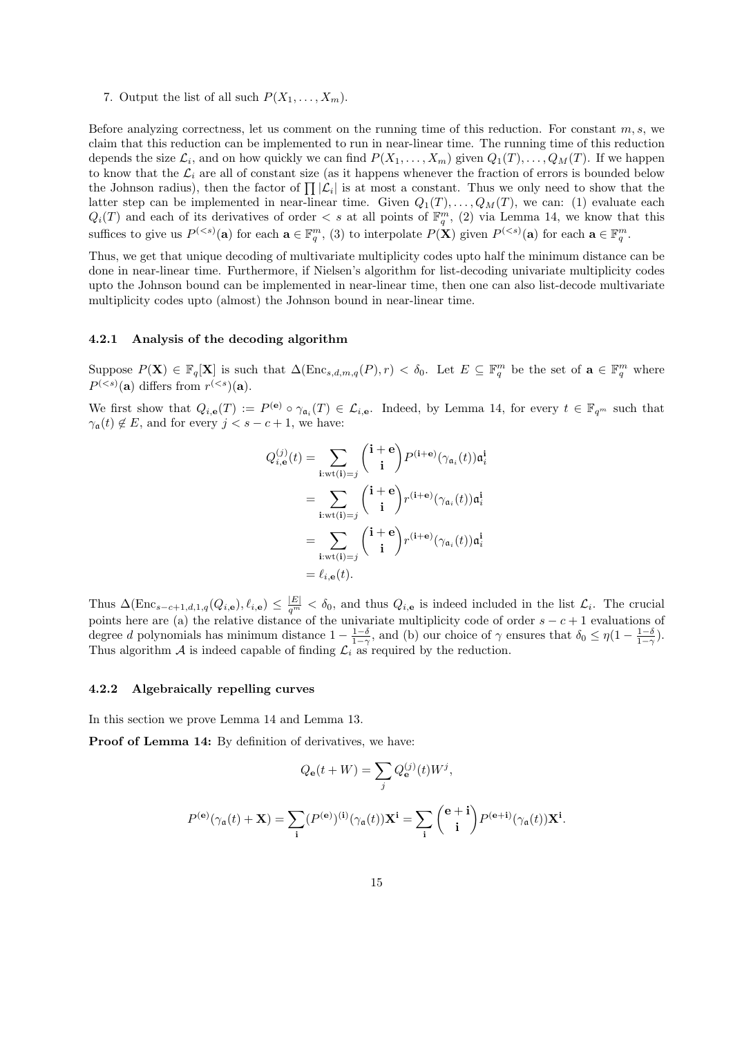7. Output the list of all such $P(X_1, \ldots, X_m)$.

Before analyzing correctness, let us comment on the running time of this reduction. For constant $m, s$, we claim that this reduction can be implemented to run in near-linear time. The running time of this reduction depends the size $\mathcal{L}_i$, and on how quickly we can find $P(X_1, \ldots, X_m)$ given $Q_1(T), \ldots, Q_M(T)$. If we happen to know that the $\mathcal{L}_i$ are all of constant size (as it happens whenever the fraction of errors is bounded below the Johnson radius), then the factor of $\prod |\mathcal{L}_i|$ is at most a constant. Thus we only need to show that the latter step can be implemented in near-linear time. Given $Q_1(T), \ldots, Q_M(T)$, we can: (1) evaluate each $Q_i(T)$ and each of its derivatives of order $< s$ at all points of $\mathbb{F}_q^m$, (2) via Lemma 14, we know that this suffices to give us $P^{(<s)}(\mathbf{a})$ for each $\mathbf{a} \in \mathbb{F}_q^m$, (3) to interpolate $P(\mathbf{X})$ given $P^{(<s)}(\mathbf{a})$ for each $\mathbf{a} \in \mathbb{F}_q^m$.

Thus, we get that unique decoding of multivariate multiplicity codes upto half the minimum distance can be done in near-linear time. Furthermore, if Nielsen's algorithm for list-decoding univariate multiplicity codes upto the Johnson bound can be implemented in near-linear time, then one can also list-decode multivariate multiplicity codes upto (almost) the Johnson bound in near-linear time.

#### 4.2.1 Analysis of the decoding algorithm

Suppose $P(\mathbf{X}) \in \mathbb{F}_q[\mathbf{X}]$ is such that $\Delta(\mathrm{Enc}_{s,d,m,q}(P), r) < \delta_0$. Let $E \subseteq \mathbb{F}_q^m$ be the set of $\mathbf{a} \in \mathbb{F}_q^m$ where $P^{(<s)}(\mathbf{a})$ differs from $r^{(<s)}(\mathbf{a})$.

We first show that $Q_{i,\mathbf{e}}(T) := P^{(\mathbf{e})} \circ \gamma_{\mathfrak{a}_i}(T) \in \mathcal{L}_{i,\mathbf{e}}$. Indeed, by Lemma 14, for every $t \in \mathbb{F}_{q^m}$ such that $\gamma_{\mathfrak{a}}(t) \notin E$, and for every $j < s - c + 1$, we have:

$$
\begin{aligned}
Q_{i,\mathbf{e}}^{(j)}(t) &= \sum_{\mathbf{i}:\mathrm{wt}(\mathbf{i})=j} \binom{\mathbf{i}+\mathbf{e}}{\mathbf{i}} P^{(\mathbf{i}+\mathbf{e})}(\gamma_{\mathfrak{a}_i}(t)) \mathfrak{a}_i^{\mathbf{i}} \\
&= \sum_{\mathbf{i}:\mathrm{wt}(\mathbf{i})=j} \binom{\mathbf{i}+\mathbf{e}}{\mathbf{i}} r^{(\mathbf{i}+\mathbf{e})}(\gamma_{\mathfrak{a}_i}(t)) \mathfrak{a}_i^{\mathbf{i}} \\
&= \sum_{\mathbf{i}:\mathrm{wt}(\mathbf{i})=j} \binom{\mathbf{i}+\mathbf{e}}{\mathbf{i}} r^{(\mathbf{i}+\mathbf{e})}(\gamma_{\mathfrak{a}_i}(t)) \mathfrak{a}_i^{\mathbf{i}} \\
&= \ell_{i,\mathbf{e}}(t).
\end{aligned}
$$

Thus $\Delta(\mathrm{Enc}_{s-c+1,d,1,q}(Q_{i,\mathbf{e}}), \ell_{i,\mathbf{e}}) \leq \frac{|E|}{q^m} < \delta_0$, and thus $Q_{i,\mathbf{e}}$ is indeed included in the list $\mathcal{L}_i$. The crucial points here are (a) the relative distance of the univariate multiplicity code of order $s - c + 1$ evaluations of degree $d$ polynomials has minimum distance $1 - \frac{1-\delta}{1-\gamma}$, and (b) our choice of $\gamma$ ensures that $\delta_0 \leq \eta(1 - \frac{1-\delta}{1-\gamma})$. Thus algorithm $\mathcal{A}$ is indeed capable of finding $\mathcal{L}_i$ as required by the reduction.

#### 4.2.2 Algebraically repelling curves

In this section we prove Lemma 14 and Lemma 13.

**Proof of Lemma 14:** By definition of derivatives, we have:

$$
Q_{\mathbf{e}}(t + W) = \sum_j Q_{\mathbf{e}}^{(j)}(t) W^j,
$$

$$
P^{(\mathbf{e})}(\gamma_{\mathfrak{a}}(t) + \mathbf{X}) = \sum_{\mathbf{i}} (P^{(\mathbf{e})})^{(\mathbf{i})}(\gamma_{\mathfrak{a}}(t)) \mathbf{X}^{\mathbf{i}} = \sum_{\mathbf{i}} \binom{\mathbf{e}+\mathbf{i}}{\mathbf{i}} P^{(\mathbf{e}+\mathbf{i})}(\gamma_{\mathfrak{a}}(t)) \mathbf{X}^{\mathbf{i}}.
$$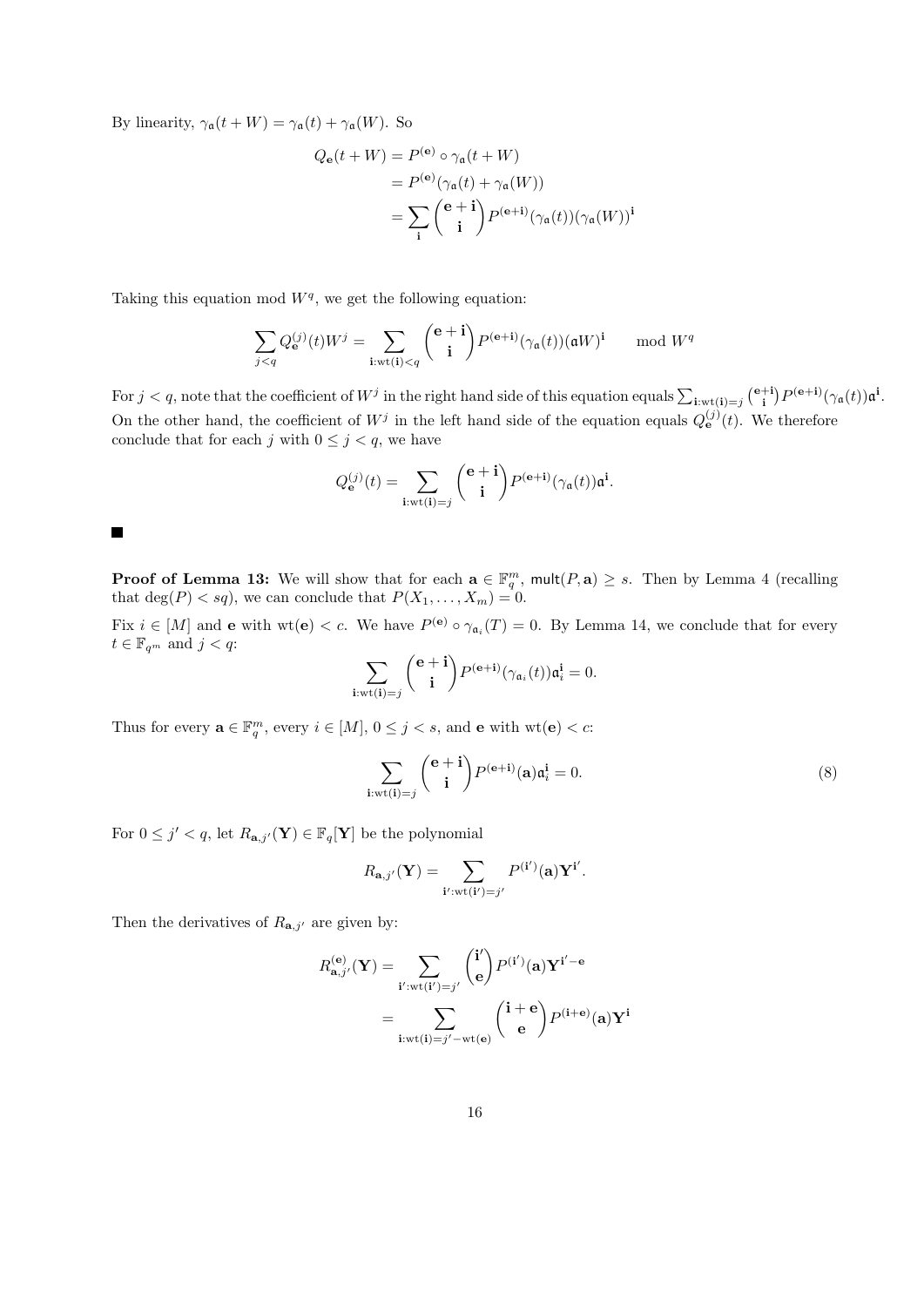By linearity, $\gamma_{\mathfrak{a}}(t + W) = \gamma_{\mathfrak{a}}(t) + \gamma_{\mathfrak{a}}(W)$. So

$$
\begin{aligned}
Q_{\mathbf{e}}(t + W) &= P^{(\mathbf{e})} \circ \gamma_{\mathfrak{a}}(t + W) \\
&= P^{(\mathbf{e})}(\gamma_{\mathfrak{a}}(t) + \gamma_{\mathfrak{a}}(W)) \\
&= \sum_{\mathbf{i}} \binom{\mathbf{e} + \mathbf{i}}{\mathbf{i}} P^{(\mathbf{e}+\mathbf{i})}(\gamma_{\mathfrak{a}}(t))(\gamma_{\mathfrak{a}}(W))^{\mathbf{i}}
\end{aligned}
$$

Taking this equation mod $W^q$, we get the following equation:

$$
\sum_{j<q} Q_{\mathbf{e}}^{(j)}(t) W^j = \sum_{\mathbf{i}:\mathrm{wt}(\mathbf{i})<q} \binom{\mathbf{e} + \mathbf{i}}{\mathbf{i}} P^{(\mathbf{e}+\mathbf{i})}(\gamma_{\mathfrak{a}}(t))(\mathfrak{a}W)^{\mathbf{i}} \qquad \bmod W^q
$$

For $j < q$, note that the coefficient of $W^j$ in the right hand side of this equation equals $\sum_{\mathbf{i}:\mathrm{wt}(\mathbf{i})=j} \binom{\mathbf{e}+\mathbf{i}}{\mathbf{i}} P^{(\mathbf{e}+\mathbf{i})}(\gamma_{\mathfrak{a}}(t))\mathfrak{a}^{\mathbf{i}}$. On the other hand, the coefficient of $W^j$ in the left hand side of the equation equals $Q_{\mathbf{e}}^{(j)}(t)$. We therefore conclude that for each $j$ with $0 \le j < q$, we have

$$
Q_{\mathbf{e}}^{(j)}(t) = \sum_{\mathbf{i}:\mathrm{wt}(\mathbf{i})=j} \binom{\mathbf{e} + \mathbf{i}}{\mathbf{i}} P^{(\mathbf{e}+\mathbf{i})}(\gamma_{\mathfrak{a}}(t))\mathfrak{a}^{\mathbf{i}}.
$$

■

**Proof of Lemma 13:** We will show that for each $\mathbf{a} \in \mathbb{F}_q^m$, $\mathsf{mult}(P, \mathbf{a}) \ge s$. Then by Lemma 4 (recalling that $\deg(P) < sq$), we can conclude that $P(X_1, \dots, X_m) = 0$.

Fix $i \in [M]$ and $\mathbf{e}$ with $\mathrm{wt}(\mathbf{e}) < c$. We have $P^{(\mathbf{e})} \circ \gamma_{\mathfrak{a}_i}(T) = 0$. By Lemma 14, we conclude that for every $t \in \mathbb{F}_{q^m}$ and $j < q$:

$$
\sum_{\mathbf{i}:\mathrm{wt}(\mathbf{i})=j} \binom{\mathbf{e} + \mathbf{i}}{\mathbf{i}} P^{(\mathbf{e}+\mathbf{i})}(\gamma_{\mathfrak{a}_i}(t))\mathfrak{a}_i^{\mathbf{i}} = 0.
$$

Thus for every $\mathbf{a} \in \mathbb{F}_q^m$, every $i \in [M]$, $0 \le j < s$, and $\mathbf{e}$ with $\mathrm{wt}(\mathbf{e}) < c$:

$$
\sum_{\mathbf{i}:\mathrm{wt}(\mathbf{i})=j} \binom{\mathbf{e} + \mathbf{i}}{\mathbf{i}} P^{(\mathbf{e}+\mathbf{i})}(\mathbf{a})\mathfrak{a}_i^{\mathbf{i}} = 0. \tag{8}
$$

For $0 \le j' < q$, let $R_{\mathbf{a},j'}(\mathbf{Y}) \in \mathbb{F}_q[\mathbf{Y}]$ be the polynomial

$$
R_{\mathbf{a},j'}(\mathbf{Y}) = \sum_{\mathbf{i}':\mathrm{wt}(\mathbf{i}')=j'} P^{(\mathbf{i}')}(\mathbf{a})\mathbf{Y}^{\mathbf{i}'}.
$$

Then the derivatives of $R_{\mathbf{a},j'}$ are given by:

$$
\begin{aligned}
R_{\mathbf{a},j'}^{(\mathbf{e})}(\mathbf{Y}) &= \sum_{\mathbf{i}':\mathrm{wt}(\mathbf{i}')=j'} \binom{\mathbf{i}'}{\mathbf{e}} P^{(\mathbf{i}')}(\mathbf{a})\mathbf{Y}^{\mathbf{i}'-\mathbf{e}} \\
&= \sum_{\mathbf{i}:\mathrm{wt}(\mathbf{i})=j'-\mathrm{wt}(\mathbf{e})} \binom{\mathbf{i} + \mathbf{e}}{\mathbf{e}} P^{(\mathbf{i}+\mathbf{e})}(\mathbf{a})\mathbf{Y}^{\mathbf{i}}
\end{aligned}
$$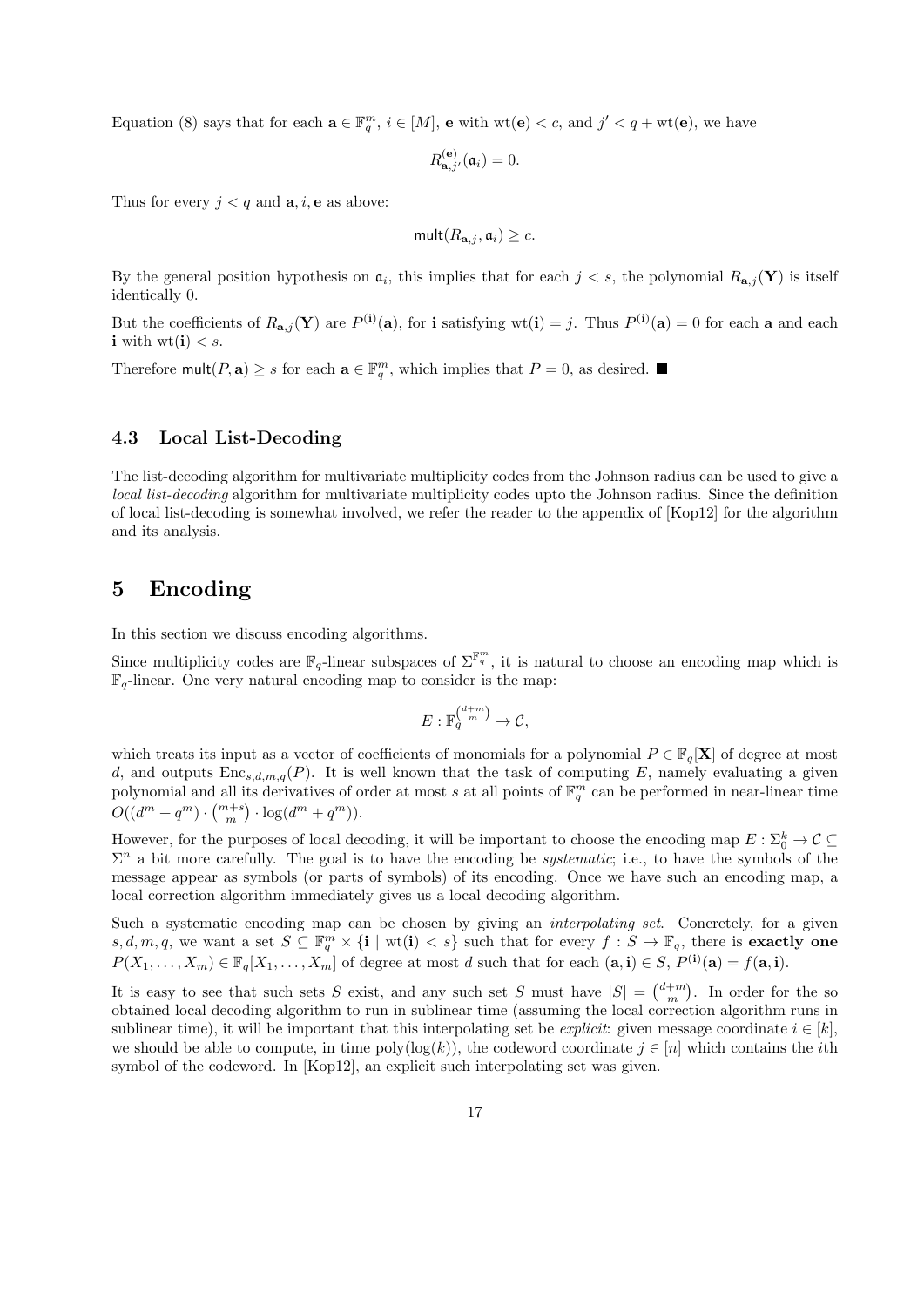Equation (8) says that for each $\mathbf{a} \in \mathbb{F}_q^m$, $i \in [M]$, $\mathbf{e}$ with $\mathrm{wt}(\mathbf{e}) < c$, and $j' < q + \mathrm{wt}(\mathbf{e})$, we have

$$R^{(\mathbf{e})}_{\mathbf{a},j'}(\mathfrak{a}_i) = 0.$$

Thus for every $j < q$ and $\mathbf{a}, i, \mathbf{e}$ as above:

$$\mathsf{mult}(R_{\mathbf{a},j}, \mathfrak{a}_i) \geq c.$$

By the general position hypothesis on $\mathfrak{a}_i$, this implies that for each $j < s$, the polynomial $R_{\mathbf{a},j}(\mathbf{Y})$ is itself identically 0.

But the coefficients of $R_{\mathbf{a},j}(\mathbf{Y})$ are $P^{(\mathbf{i})}(\mathbf{a})$, for $\mathbf{i}$ satisfying $\mathrm{wt}(\mathbf{i}) = j$. Thus $P^{(\mathbf{i})}(\mathbf{a}) = 0$ for each $\mathbf{a}$ and each $\mathbf{i}$ with $\mathrm{wt}(\mathbf{i}) < s$.

Therefore $\mathsf{mult}(P, \mathbf{a}) \geq s$ for each $\mathbf{a} \in \mathbb{F}_q^m$, which implies that $P = 0$, as desired. ■

### 4.3 Local List-Decoding

The list-decoding algorithm for multivariate multiplicity codes from the Johnson radius can be used to give a *local list-decoding* algorithm for multivariate multiplicity codes upto the Johnson radius. Since the definition of local list-decoding is somewhat involved, we refer the reader to the appendix of [Kop12] for the algorithm and its analysis.

## 5 Encoding

In this section we discuss encoding algorithms.

Since multiplicity codes are $\mathbb{F}_q$-linear subspaces of $\Sigma^{\mathbb{F}_q^m}$, it is natural to choose an encoding map which is $\mathbb{F}_q$-linear. One very natural encoding map to consider is the map:

$$E : \mathbb{F}_q^{\binom{d+m}{m}} \to \mathcal{C},$$

which treats its input as a vector of coefficients of monomials for a polynomial $P \in \mathbb{F}_q[\mathbf{X}]$ of degree at most $d$, and outputs $\mathrm{Enc}_{s,d,m,q}(P)$. It is well known that the task of computing $E$, namely evaluating a given polynomial and all its derivatives of order at most $s$ at all points of $\mathbb{F}_q^m$ can be performed in near-linear time $O((d^m + q^m) \cdot \binom{m+s}{m} \cdot \log(d^m + q^m))$.

However, for the purposes of local decoding, it will be important to choose the encoding map $E : \Sigma_0^k \to \mathcal{C} \subseteq \Sigma^n$ a bit more carefully. The goal is to have the encoding be *systematic*; i.e., to have the symbols of the message appear as symbols (or parts of symbols) of its encoding. Once we have such an encoding map, a local correction algorithm immediately gives us a local decoding algorithm.

Such a systematic encoding map can be chosen by giving an *interpolating set*. Concretely, for a given $s, d, m, q$, we want a set $S \subseteq \mathbb{F}_q^m \times \{\mathbf{i} \mid \mathrm{wt}(\mathbf{i}) < s\}$ such that for every $f : S \to \mathbb{F}_q$, there is **exactly one** $P(X_1, \ldots, X_m) \in \mathbb{F}_q[X_1, \ldots, X_m]$ of degree at most $d$ such that for each $(\mathbf{a}, \mathbf{i}) \in S$, $P^{(\mathbf{i})}(\mathbf{a}) = f(\mathbf{a}, \mathbf{i})$.

It is easy to see that such sets $S$ exist, and any such set $S$ must have $|S| = \binom{d+m}{m}$. In order for the so obtained local decoding algorithm to run in sublinear time (assuming the local correction algorithm runs in sublinear time), it will be important that this interpolating set be *explicit*: given message coordinate $i \in [k]$, we should be able to compute, in time $\mathrm{poly}(\log(k))$, the codeword coordinate $j \in [n]$ which contains the $i$th symbol of the codeword. In [Kop12], an explicit such interpolating set was given.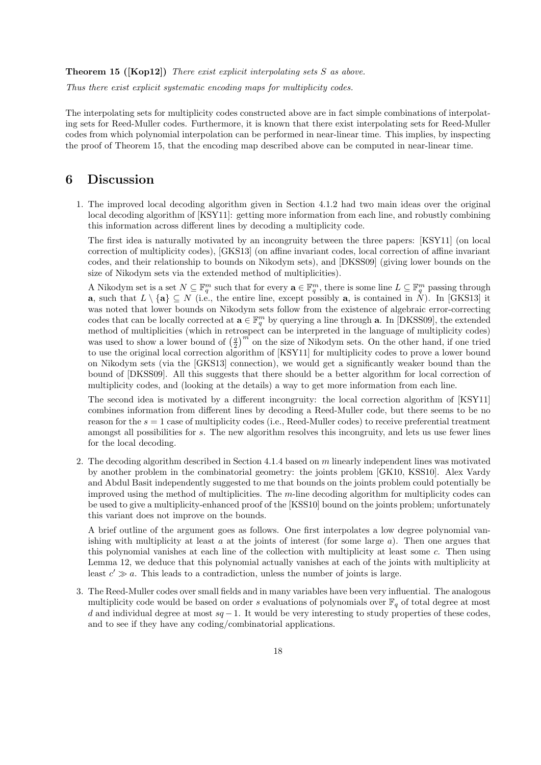**Theorem 15 ([Kop12])** *There exist explicit interpolating sets $S$ as above.*

*Thus there exist explicit systematic encoding maps for multiplicity codes.*

The interpolating sets for multiplicity codes constructed above are in fact simple combinations of interpolating sets for Reed-Muller codes. Furthermore, it is known that there exist interpolating sets for Reed-Muller codes from which polynomial interpolation can be performed in near-linear time. This implies, by inspecting the proof of Theorem 15, that the encoding map described above can be computed in near-linear time.

# 6 Discussion

1. The improved local decoding algorithm given in Section 4.1.2 had two main ideas over the original local decoding algorithm of [KSY11]: getting more information from each line, and robustly combining this information across different lines by decoding a multiplicity code.

   The first idea is naturally motivated by an incongruity between the three papers: [KSY11] (on local correction of multiplicity codes), [GKS13] (on affine invariant codes, local correction of affine invariant codes, and their relationship to bounds on Nikodym sets), and [DKSS09] (giving lower bounds on the size of Nikodym sets via the extended method of multiplicities).

   A Nikodym set is a set $N \subseteq \mathbb{F}_q^m$ such that for every $\mathbf{a} \in \mathbb{F}_q^m$, there is some line $L \subseteq \mathbb{F}_q^m$ passing through $\mathbf{a}$, such that $L \setminus \{\mathbf{a}\} \subseteq N$ (i.e., the entire line, except possibly $\mathbf{a}$, is contained in $N$). In [GKS13] it was noted that lower bounds on Nikodym sets follow from the existence of algebraic error-correcting codes that can be locally corrected at $\mathbf{a} \in \mathbb{F}_q^m$ by querying a line through $\mathbf{a}$. In [DKSS09], the extended method of multiplicities (which in retrospect can be interpreted in the language of multiplicity codes) was used to show a lower bound of $\left(\frac{q}{2}\right)^m$ on the size of Nikodym sets. On the other hand, if one tried to use the original local correction algorithm of [KSY11] for multiplicity codes to prove a lower bound on Nikodym sets (via the [GKS13] connection), we would get a significantly weaker bound than the bound of [DKSS09]. All this suggests that there should be a better algorithm for local correction of multiplicity codes, and (looking at the details) a way to get more information from each line.

   The second idea is motivated by a different incongruity: the local correction algorithm of [KSY11] combines information from different lines by decoding a Reed-Muller code, but there seems to be no reason for the $s = 1$ case of multiplicity codes (i.e., Reed-Muller codes) to receive preferential treatment amongst all possibilities for $s$. The new algorithm resolves this incongruity, and lets us use fewer lines for the local decoding.

2. The decoding algorithm described in Section 4.1.4 based on $m$ linearly independent lines was motivated by another problem in the combinatorial geometry: the joints problem [GK10, KSS10]. Alex Vardy and Abdul Basit independently suggested to me that bounds on the joints problem could potentially be improved using the method of multiplicities. The $m$-line decoding algorithm for multiplicity codes can be used to give a multiplicity-enhanced proof of the [KSS10] bound on the joints problem; unfortunately this variant does not improve on the bounds.

   A brief outline of the argument goes as follows. One first interpolates a low degree polynomial vanishing with multiplicity at least $a$ at the joints of interest (for some large $a$). Then one argues that this polynomial vanishes at each line of the collection with multiplicity at least some $c$. Then using Lemma 12, we deduce that this polynomial actually vanishes at each of the joints with multiplicity at least $c' \gg a$. This leads to a contradiction, unless the number of joints is large.

3. The Reed-Muller codes over small fields and in many variables have been very influential. The analogous multiplicity code would be based on order $s$ evaluations of polynomials over $\mathbb{F}_q$ of total degree at most $d$ and individual degree at most $sq - 1$. It would be very interesting to study properties of these codes, and to see if they have any coding/combinatorial applications.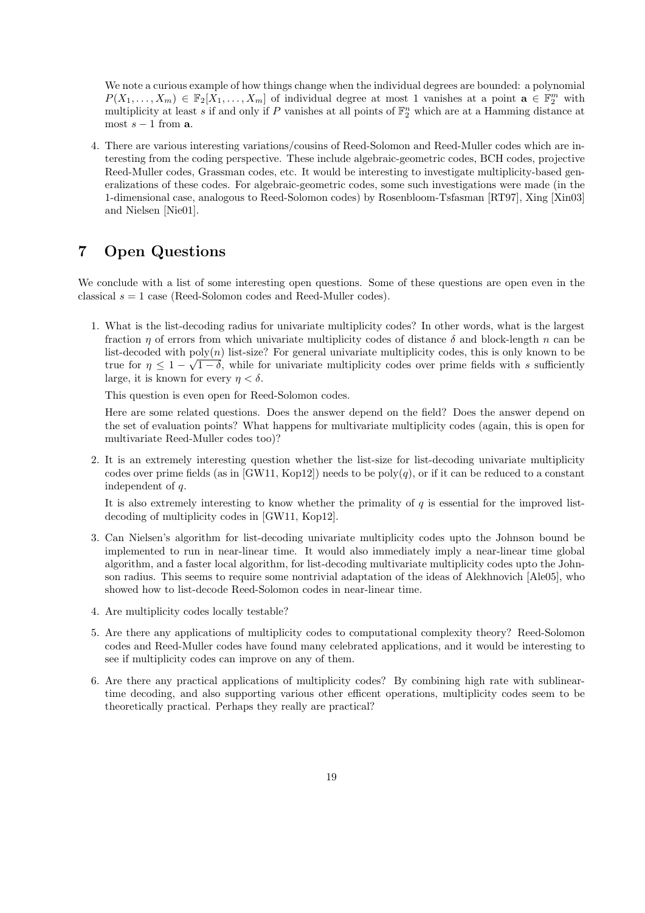We note a curious example of how things change when the individual degrees are bounded: a polynomial $P(X_1, \ldots, X_m) \in \mathbb{F}_2[X_1, \ldots, X_m]$ of individual degree at most 1 vanishes at a point $\mathbf{a} \in \mathbb{F}_2^m$ with multiplicity at least $s$ if and only if $P$ vanishes at all points of $\mathbb{F}_2^n$ which are at a Hamming distance at most $s - 1$ from $\mathbf{a}$.

4. There are various interesting variations/cousins of Reed-Solomon and Reed-Muller codes which are interesting from the coding perspective. These include algebraic-geometric codes, BCH codes, projective Reed-Muller codes, Grassman codes, etc. It would be interesting to investigate multiplicity-based generalizations of these codes. For algebraic-geometric codes, some such investigations were made (in the 1-dimensional case, analogous to Reed-Solomon codes) by Rosenbloom-Tsfasman [RT97], Xing [Xin03] and Nielsen [Nie01].

# 7 Open Questions

We conclude with a list of some interesting open questions. Some of these questions are open even in the classical $s = 1$ case (Reed-Solomon codes and Reed-Muller codes).

1. What is the list-decoding radius for univariate multiplicity codes? In other words, what is the largest fraction $\eta$ of errors from which univariate multiplicity codes of distance $\delta$ and block-length $n$ can be list-decoded with $\text{poly}(n)$ list-size? For general univariate multiplicity codes, this is only known to be true for $\eta \leq 1 - \sqrt{1-\delta}$, while for univariate multiplicity codes over prime fields with $s$ sufficiently large, it is known for every $\eta < \delta$.

   This question is even open for Reed-Solomon codes.

   Here are some related questions. Does the answer depend on the field? Does the answer depend on the set of evaluation points? What happens for multivariate multiplicity codes (again, this is open for multivariate Reed-Muller codes too)?

2. It is an extremely interesting question whether the list-size for list-decoding univariate multiplicity codes over prime fields (as in [GW11, Kop12]) needs to be $\text{poly}(q)$, or if it can be reduced to a constant independent of $q$.

   It is also extremely interesting to know whether the primality of $q$ is essential for the improved list-decoding of multiplicity codes in [GW11, Kop12].

3. Can Nielsen's algorithm for list-decoding univariate multiplicity codes upto the Johnson bound be implemented to run in near-linear time. It would also immediately imply a near-linear time global algorithm, and a faster local algorithm, for list-decoding multivariate multiplicity codes upto the Johnson radius. This seems to require some nontrivial adaptation of the ideas of Alekhnovich [Ale05], who showed how to list-decode Reed-Solomon codes in near-linear time.

4. Are multiplicity codes locally testable?

5. Are there any applications of multiplicity codes to computational complexity theory? Reed-Solomon codes and Reed-Muller codes have found many celebrated applications, and it would be interesting to see if multiplicity codes can improve on any of them.

6. Are there any practical applications of multiplicity codes? By combining high rate with sublinear-time decoding, and also supporting various other efficent operations, multiplicity codes seem to be theoretically practical. Perhaps they really are practical?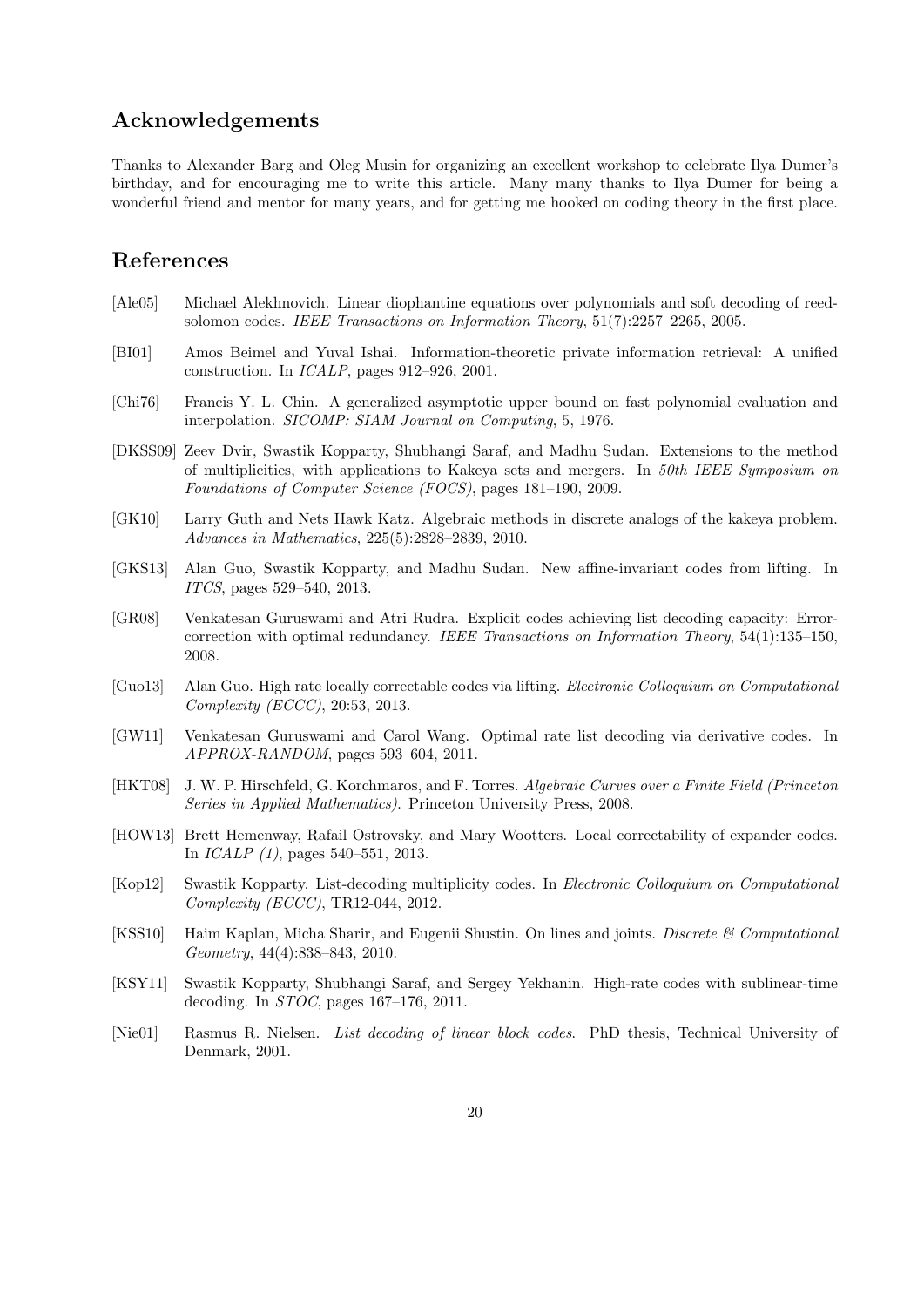## Acknowledgements

Thanks to Alexander Barg and Oleg Musin for organizing an excellent workshop to celebrate Ilya Dumer's birthday, and for encouraging me to write this article. Many many thanks to Ilya Dumer for being a wonderful friend and mentor for many years, and for getting me hooked on coding theory in the first place.

## References

[Ale05] Michael Alekhnovich. Linear diophantine equations over polynomials and soft decoding of reed-solomon codes. *IEEE Transactions on Information Theory*, 51(7):2257–2265, 2005.

[BI01] Amos Beimel and Yuval Ishai. Information-theoretic private information retrieval: A unified construction. In *ICALP*, pages 912–926, 2001.

[Chi76] Francis Y. L. Chin. A generalized asymptotic upper bound on fast polynomial evaluation and interpolation. *SICOMP: SIAM Journal on Computing*, 5, 1976.

[DKSS09] Zeev Dvir, Swastik Kopparty, Shubhangi Saraf, and Madhu Sudan. Extensions to the method of multiplicities, with applications to Kakeya sets and mergers. In *50th IEEE Symposium on Foundations of Computer Science (FOCS)*, pages 181–190, 2009.

[GK10] Larry Guth and Nets Hawk Katz. Algebraic methods in discrete analogs of the kakeya problem. *Advances in Mathematics*, 225(5):2828–2839, 2010.

[GKS13] Alan Guo, Swastik Kopparty, and Madhu Sudan. New affine-invariant codes from lifting. In *ITCS*, pages 529–540, 2013.

[GR08] Venkatesan Guruswami and Atri Rudra. Explicit codes achieving list decoding capacity: Error-correction with optimal redundancy. *IEEE Transactions on Information Theory*, 54(1):135–150, 2008.

[Guo13] Alan Guo. High rate locally correctable codes via lifting. *Electronic Colloquium on Computational Complexity (ECCC)*, 20:53, 2013.

[GW11] Venkatesan Guruswami and Carol Wang. Optimal rate list decoding via derivative codes. In *APPROX-RANDOM*, pages 593–604, 2011.

[HKT08] J. W. P. Hirschfeld, G. Korchmaros, and F. Torres. *Algebraic Curves over a Finite Field (Princeton Series in Applied Mathematics)*. Princeton University Press, 2008.

[HOW13] Brett Hemenway, Rafail Ostrovsky, and Mary Wootters. Local correctability of expander codes. In *ICALP (1)*, pages 540–551, 2013.

[Kop12] Swastik Kopparty. List-decoding multiplicity codes. In *Electronic Colloquium on Computational Complexity (ECCC)*, TR12-044, 2012.

[KSS10] Haim Kaplan, Micha Sharir, and Eugenii Shustin. On lines and joints. *Discrete & Computational Geometry*, 44(4):838–843, 2010.

[KSY11] Swastik Kopparty, Shubhangi Saraf, and Sergey Yekhanin. High-rate codes with sublinear-time decoding. In *STOC*, pages 167–176, 2011.

[Nie01] Rasmus R. Nielsen. *List decoding of linear block codes*. PhD thesis, Technical University of Denmark, 2001.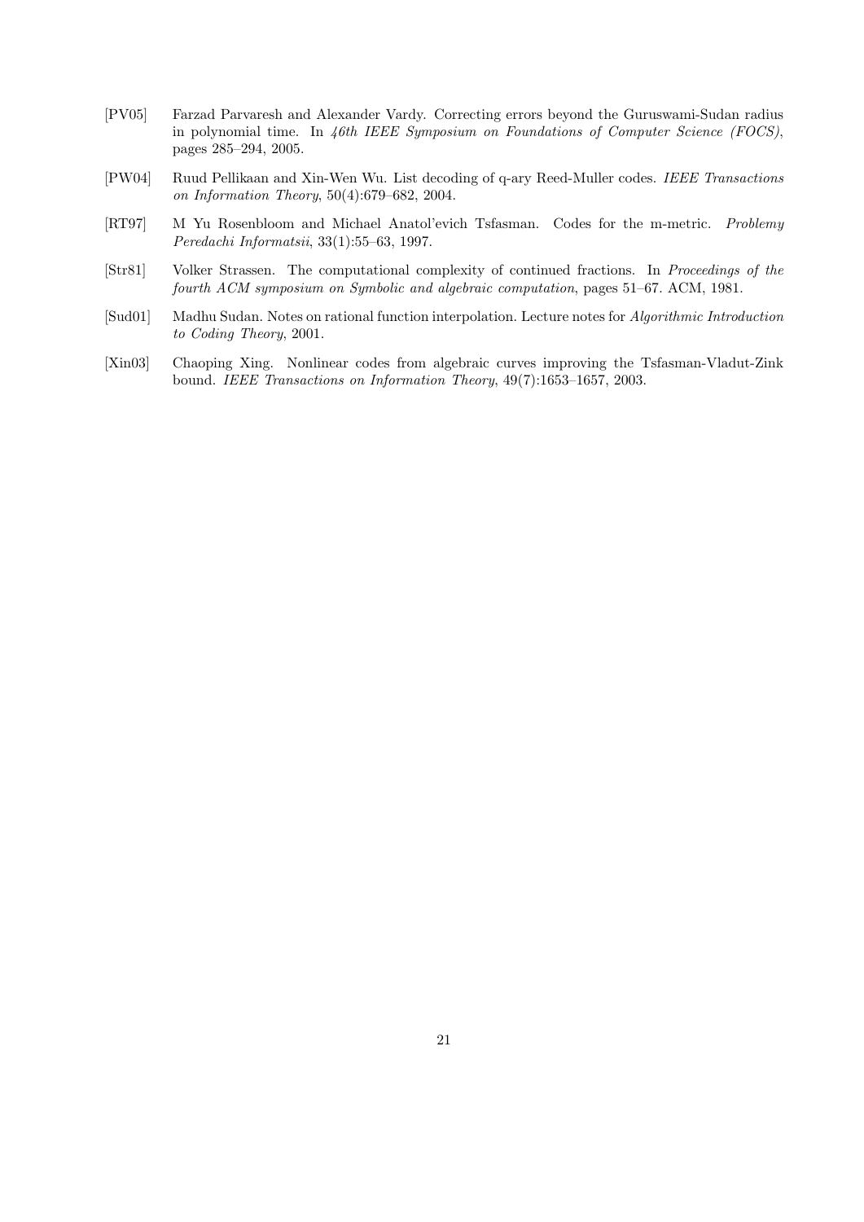[PV05] Farzad Parvaresh and Alexander Vardy. Correcting errors beyond the Guruswami-Sudan radius in polynomial time. In *46th IEEE Symposium on Foundations of Computer Science (FOCS)*, pages 285–294, 2005.

[PW04] Ruud Pellikaan and Xin-Wen Wu. List decoding of q-ary Reed-Muller codes. *IEEE Transactions on Information Theory*, 50(4):679–682, 2004.

[RT97] M Yu Rosenbloom and Michael Anatol'evich Tsfasman. Codes for the m-metric. *Problemy Peredachi Informatsii*, 33(1):55–63, 1997.

[Str81] Volker Strassen. The computational complexity of continued fractions. In *Proceedings of the fourth ACM symposium on Symbolic and algebraic computation*, pages 51–67. ACM, 1981.

[Sud01] Madhu Sudan. Notes on rational function interpolation. Lecture notes for *Algorithmic Introduction to Coding Theory*, 2001.

[Xin03] Chaoping Xing. Nonlinear codes from algebraic curves improving the Tsfasman-Vladut-Zink bound. *IEEE Transactions on Information Theory*, 49(7):1653–1657, 2003.